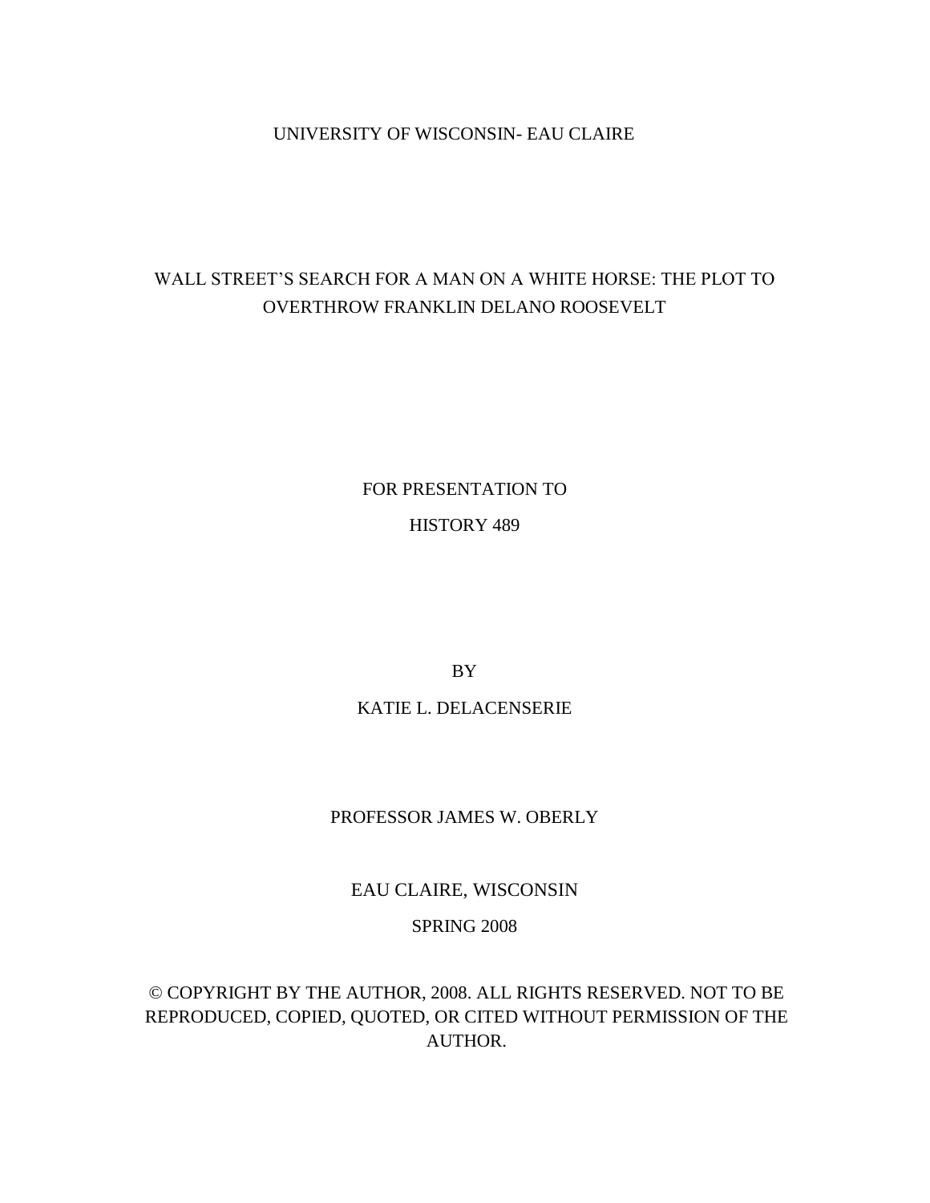UNIVERSITY OF WISCONSIN- EAU CLAIRE

# WALL STREET'S SEARCH FOR A MAN ON A WHITE HORSE: THE PLOT TO OVERTHROW FRANKLIN DELANO ROOSEVELT

FOR PRESENTATION TO

HISTORY 489

BY

KATIE L. DELACENSERIE

PROFESSOR JAMES W. OBERLY

EAU CLAIRE, WISCONSIN

SPRING 2008

© COPYRIGHT BY THE AUTHOR, 2008. ALL RIGHTS RESERVED. NOT TO BE REPRODUCED, COPIED, QUOTED, OR CITED WITHOUT PERMISSION OF THE AUTHOR.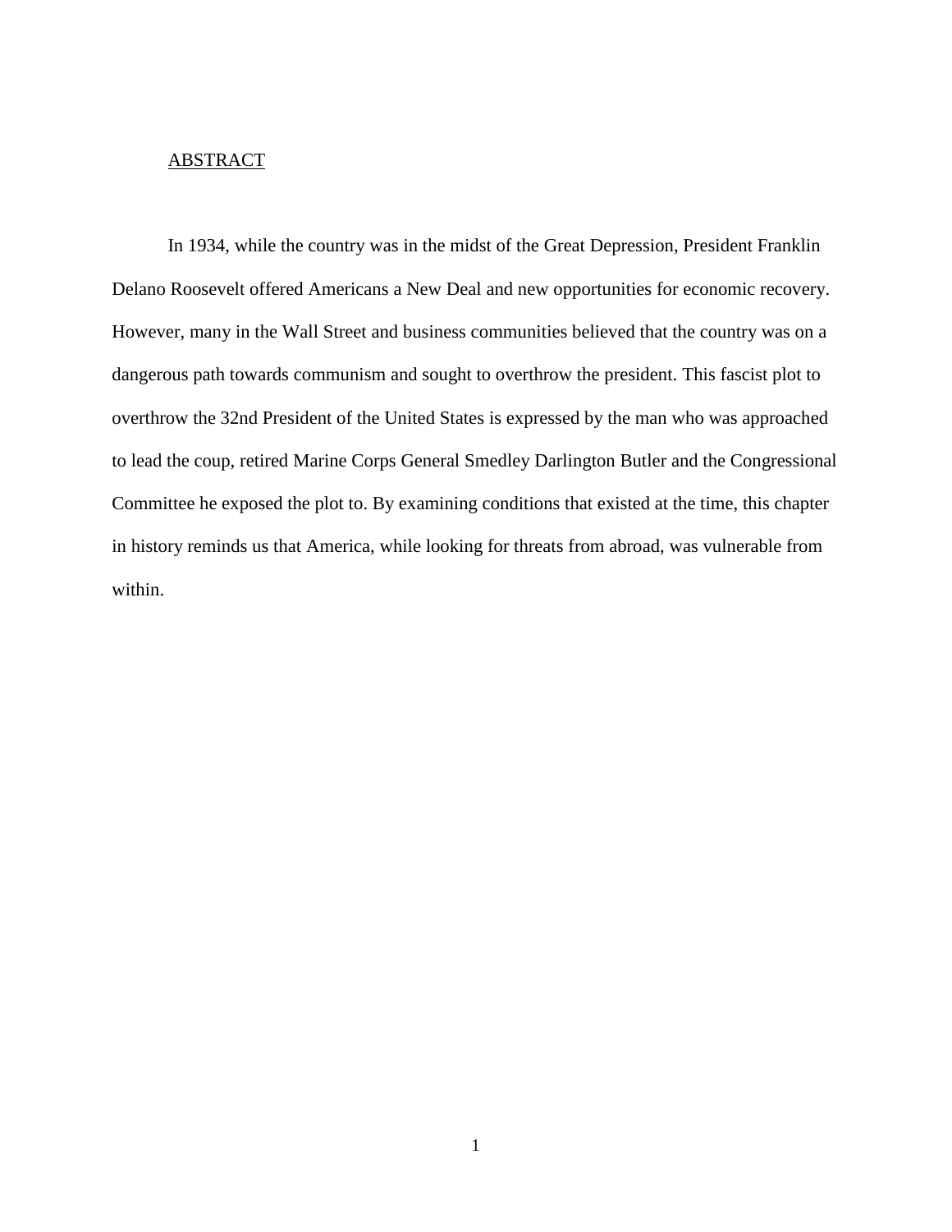## ABSTRACT

In 1934, while the country was in the midst of the Great Depression, President Franklin Delano Roosevelt offered Americans a New Deal and new opportunities for economic recovery. However, many in the Wall Street and business communities believed that the country was on a dangerous path towards communism and sought to overthrow the president. This fascist plot to overthrow the 32nd President of the United States is expressed by the man who was approached to lead the coup, retired Marine Corps General Smedley Darlington Butler and the Congressional Committee he exposed the plot to. By examining conditions that existed at the time, this chapter in history reminds us that America, while looking for threats from abroad, was vulnerable from within.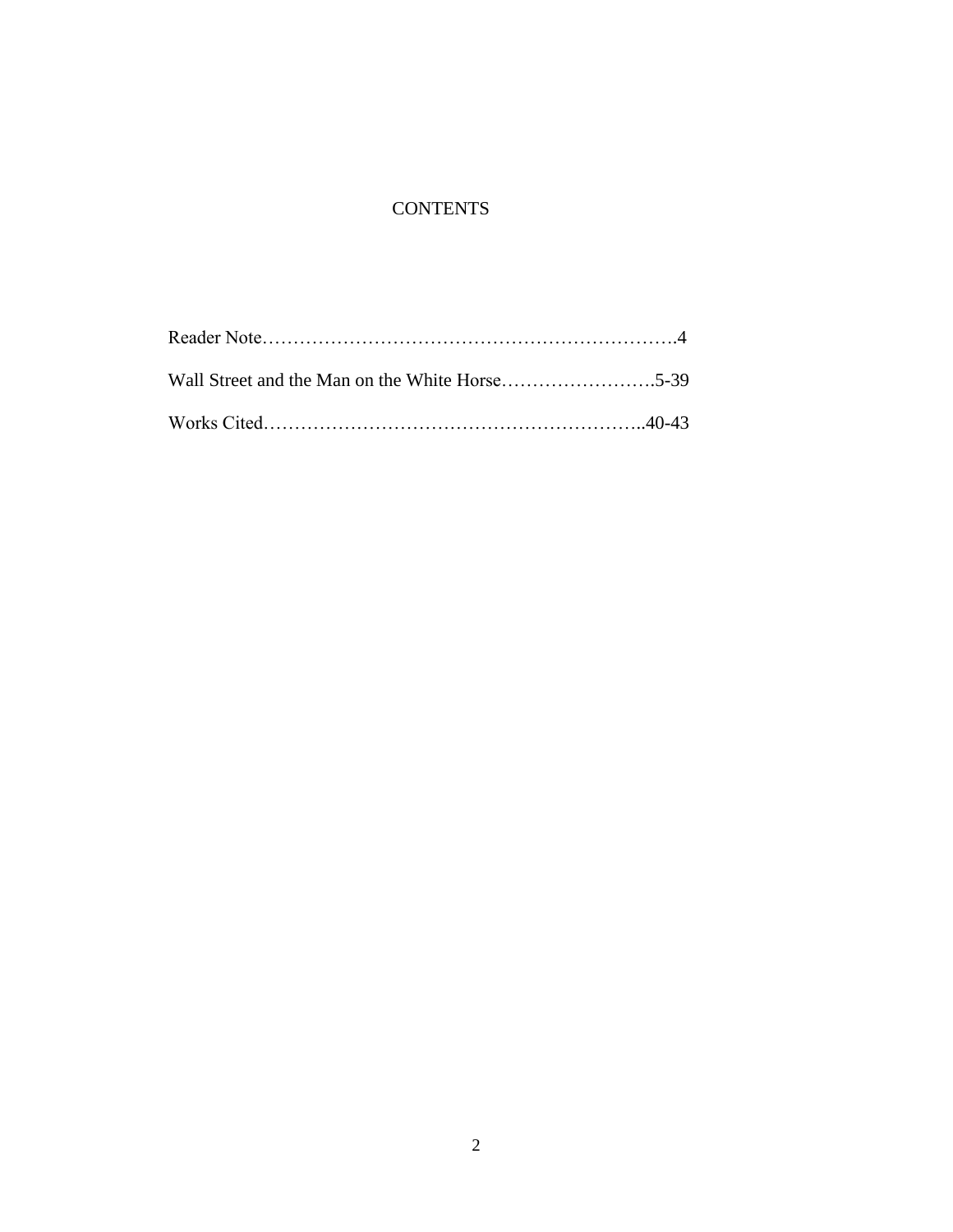# CONTENTS

Reader Note……………………………………………………….4

Wall Street and the Man on the White Horse…………………….5-39

Works Cited……………………………………………………..40-43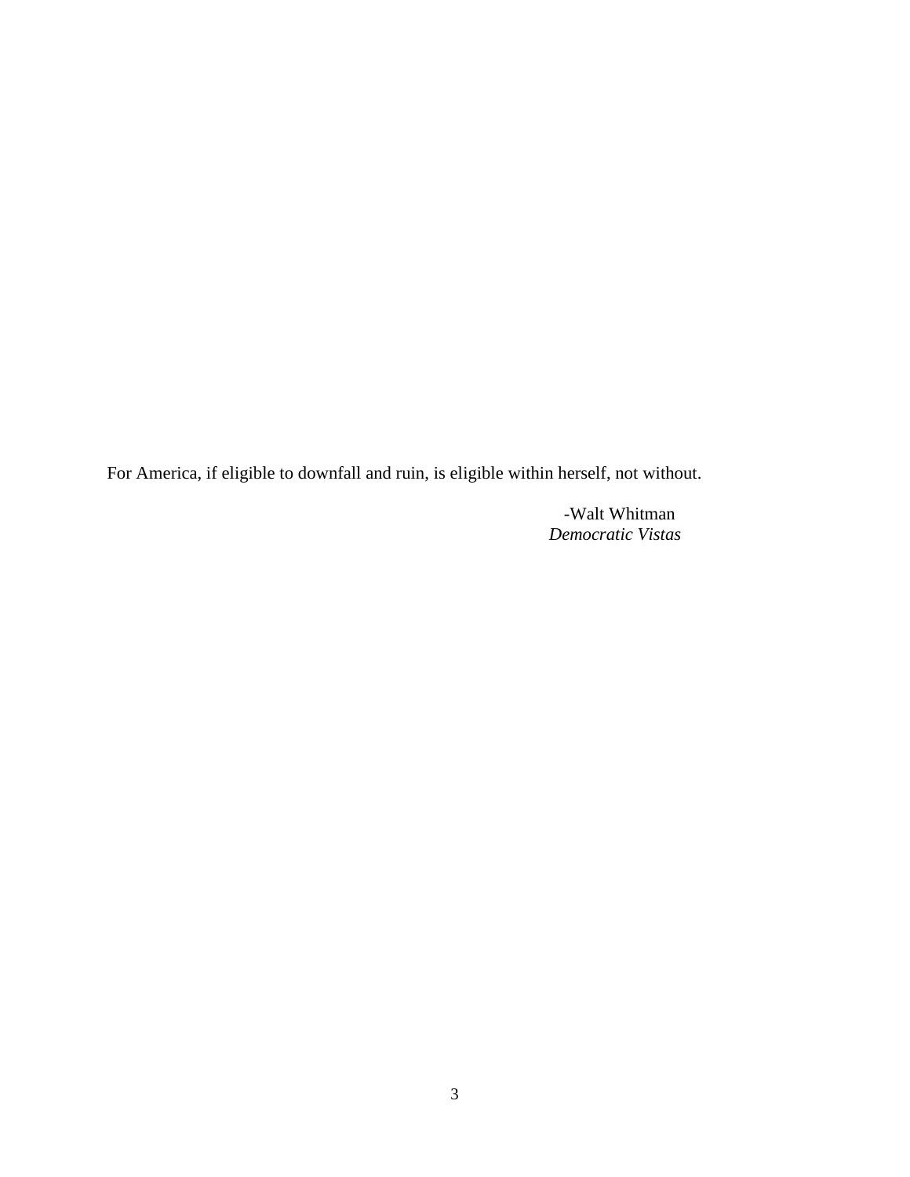For America, if eligible to downfall and ruin, is eligible within herself, not without.

-Walt Whitman
*Democratic Vistas*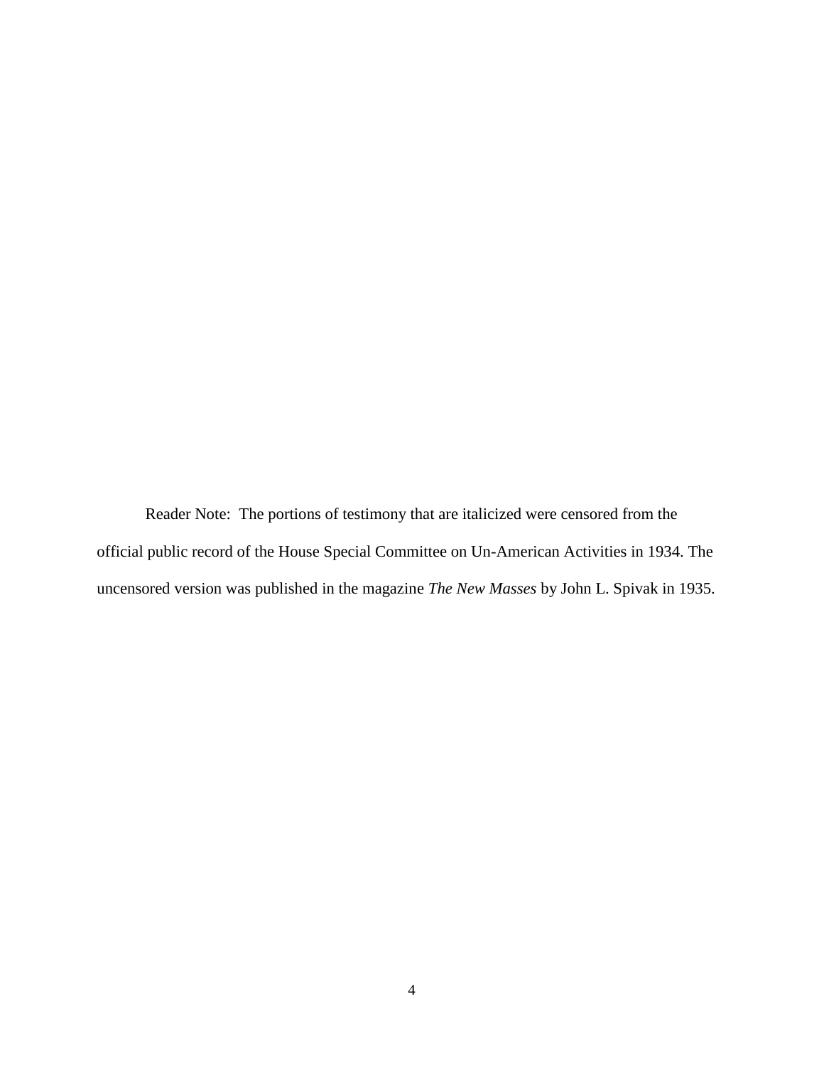Reader Note: The portions of testimony that are italicized were censored from the official public record of the House Special Committee on Un-American Activities in 1934. The uncensored version was published in the magazine *The New Masses* by John L. Spivak in 1935.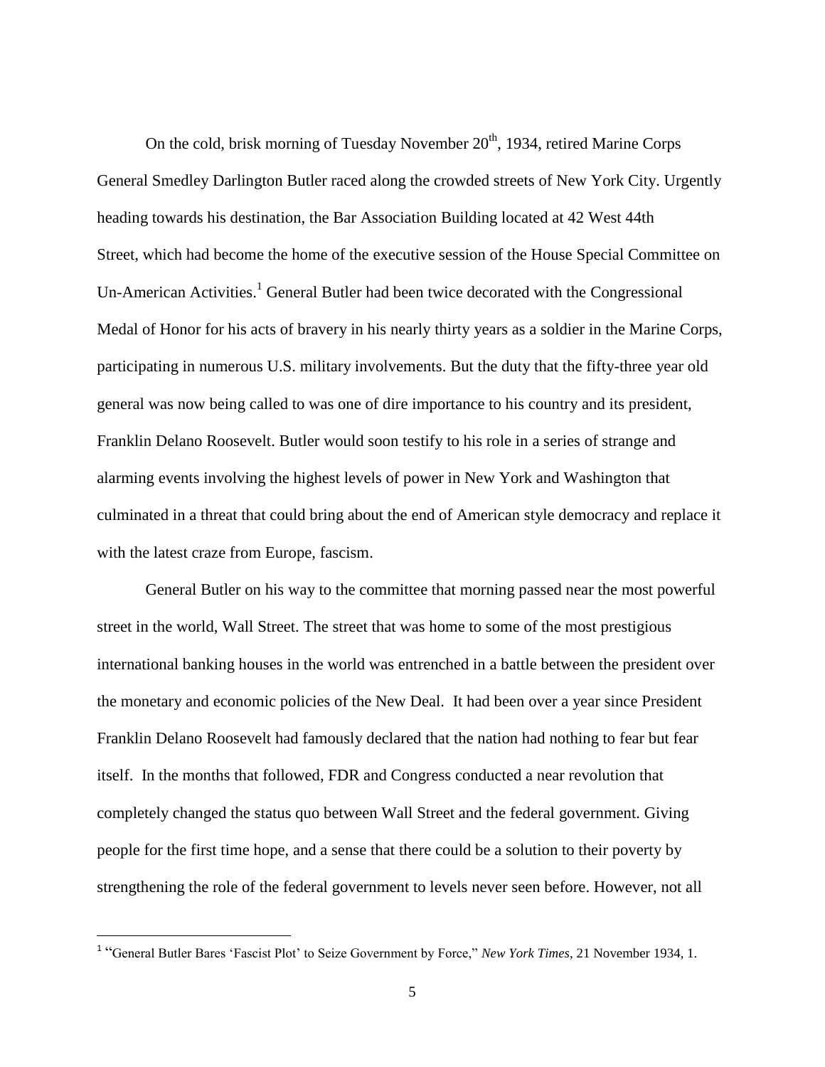On the cold, brisk morning of Tuesday November 20th, 1934, retired Marine Corps General Smedley Darlington Butler raced along the crowded streets of New York City. Urgently heading towards his destination, the Bar Association Building located at 42 West 44th Street, which had become the home of the executive session of the House Special Committee on Un-American Activities.[1] General Butler had been twice decorated with the Congressional Medal of Honor for his acts of bravery in his nearly thirty years as a soldier in the Marine Corps, participating in numerous U.S. military involvements. But the duty that the fifty-three year old general was now being called to was one of dire importance to his country and its president, Franklin Delano Roosevelt. Butler would soon testify to his role in a series of strange and alarming events involving the highest levels of power in New York and Washington that culminated in a threat that could bring about the end of American style democracy and replace it with the latest craze from Europe, fascism.

General Butler on his way to the committee that morning passed near the most powerful street in the world, Wall Street. The street that was home to some of the most prestigious international banking houses in the world was entrenched in a battle between the president over the monetary and economic policies of the New Deal. It had been over a year since President Franklin Delano Roosevelt had famously declared that the nation had nothing to fear but fear itself. In the months that followed, FDR and Congress conducted a near revolution that completely changed the status quo between Wall Street and the federal government. Giving people for the first time hope, and a sense that there could be a solution to their poverty by strengthening the role of the federal government to levels never seen before. However, not all

[1] "General Butler Bares 'Fascist Plot' to Seize Government by Force," *New York Times*, 21 November 1934, 1.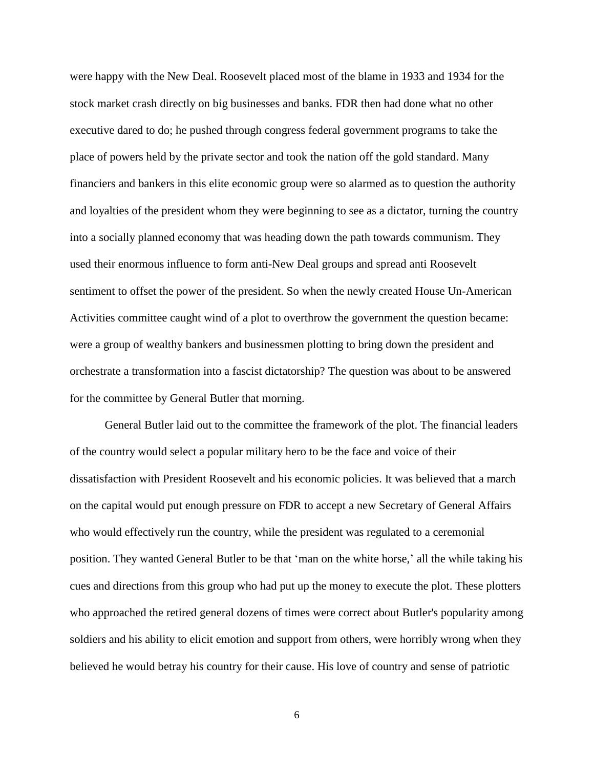were happy with the New Deal. Roosevelt placed most of the blame in 1933 and 1934 for the stock market crash directly on big businesses and banks. FDR then had done what no other executive dared to do; he pushed through congress federal government programs to take the place of powers held by the private sector and took the nation off the gold standard. Many financiers and bankers in this elite economic group were so alarmed as to question the authority and loyalties of the president whom they were beginning to see as a dictator, turning the country into a socially planned economy that was heading down the path towards communism. They used their enormous influence to form anti-New Deal groups and spread anti Roosevelt sentiment to offset the power of the president. So when the newly created House Un-American Activities committee caught wind of a plot to overthrow the government the question became: were a group of wealthy bankers and businessmen plotting to bring down the president and orchestrate a transformation into a fascist dictatorship? The question was about to be answered for the committee by General Butler that morning.

General Butler laid out to the committee the framework of the plot. The financial leaders of the country would select a popular military hero to be the face and voice of their dissatisfaction with President Roosevelt and his economic policies. It was believed that a march on the capital would put enough pressure on FDR to accept a new Secretary of General Affairs who would effectively run the country, while the president was regulated to a ceremonial position. They wanted General Butler to be that 'man on the white horse,' all the while taking his cues and directions from this group who had put up the money to execute the plot. These plotters who approached the retired general dozens of times were correct about Butler's popularity among soldiers and his ability to elicit emotion and support from others, were horribly wrong when they believed he would betray his country for their cause. His love of country and sense of patriotic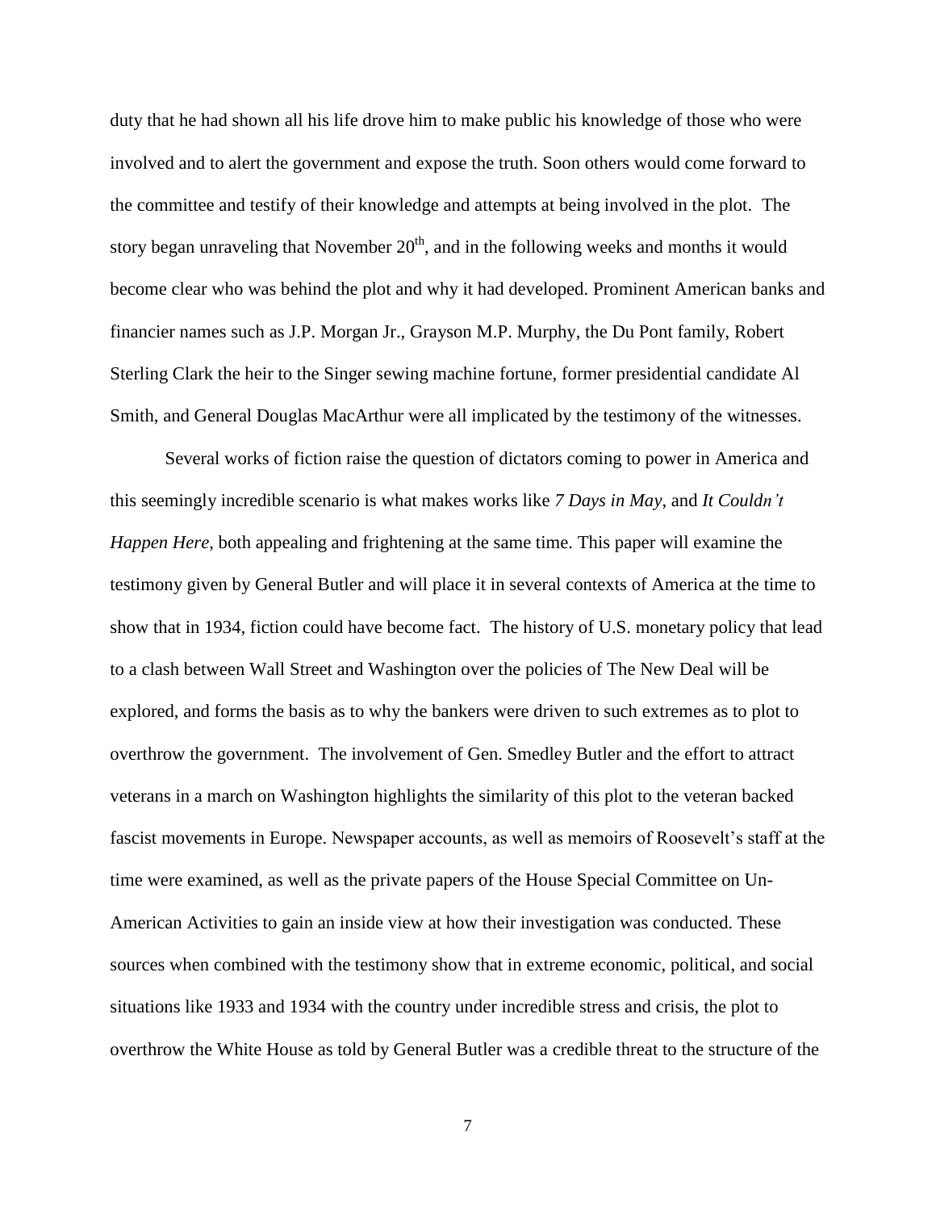duty that he had shown all his life drove him to make public his knowledge of those who were involved and to alert the government and expose the truth. Soon others would come forward to the committee and testify of their knowledge and attempts at being involved in the plot. The story began unraveling that November 20th, and in the following weeks and months it would become clear who was behind the plot and why it had developed. Prominent American banks and financier names such as J.P. Morgan Jr., Grayson M.P. Murphy, the Du Pont family, Robert Sterling Clark the heir to the Singer sewing machine fortune, former presidential candidate Al Smith, and General Douglas MacArthur were all implicated by the testimony of the witnesses.

Several works of fiction raise the question of dictators coming to power in America and this seemingly incredible scenario is what makes works like *7 Days in May*, and *It Couldn't Happen Here*, both appealing and frightening at the same time. This paper will examine the testimony given by General Butler and will place it in several contexts of America at the time to show that in 1934, fiction could have become fact. The history of U.S. monetary policy that lead to a clash between Wall Street and Washington over the policies of The New Deal will be explored, and forms the basis as to why the bankers were driven to such extremes as to plot to overthrow the government. The involvement of Gen. Smedley Butler and the effort to attract veterans in a march on Washington highlights the similarity of this plot to the veteran backed fascist movements in Europe. Newspaper accounts, as well as memoirs of Roosevelt's staff at the time were examined, as well as the private papers of the House Special Committee on Un-American Activities to gain an inside view at how their investigation was conducted. These sources when combined with the testimony show that in extreme economic, political, and social situations like 1933 and 1934 with the country under incredible stress and crisis, the plot to overthrow the White House as told by General Butler was a credible threat to the structure of the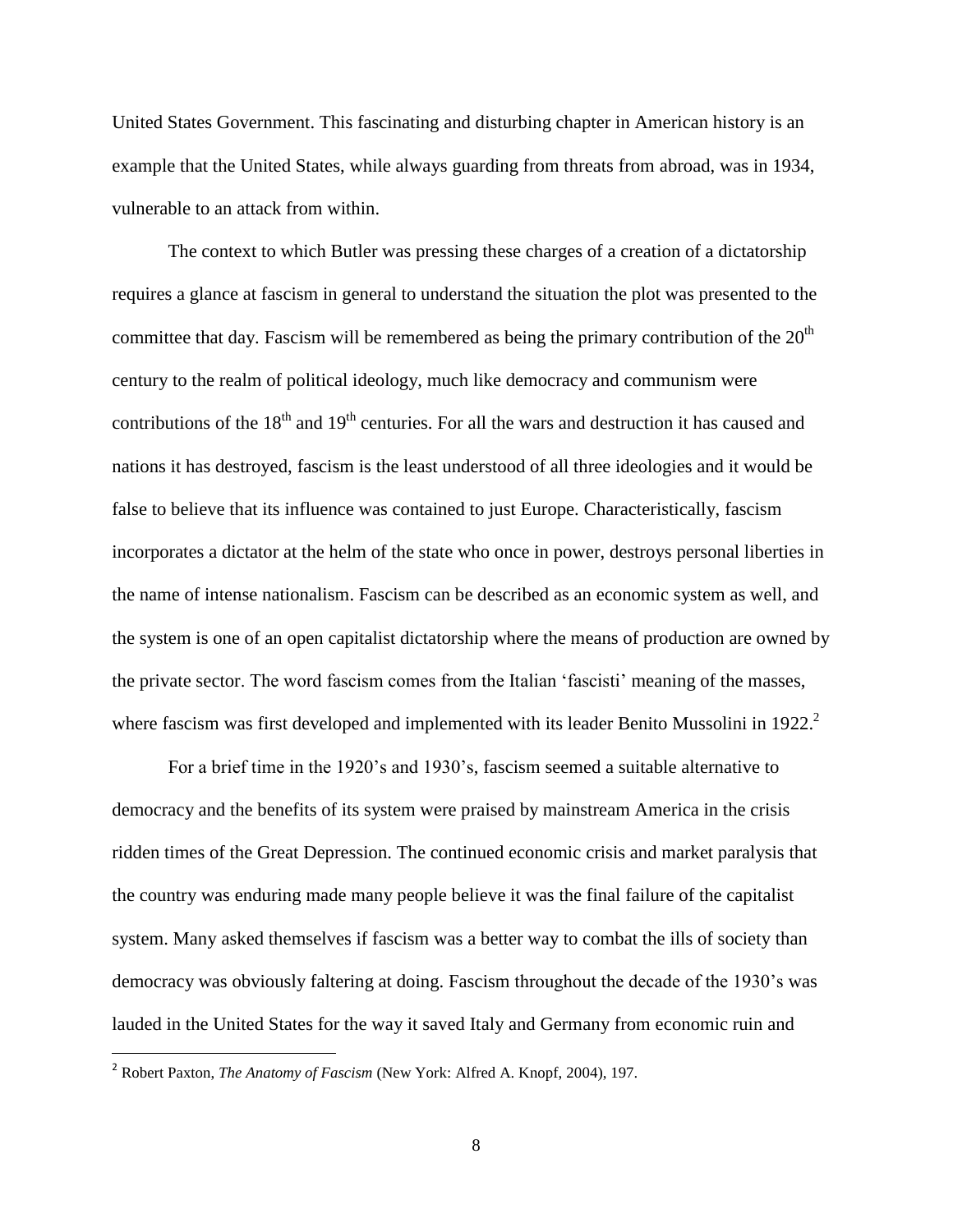United States Government. This fascinating and disturbing chapter in American history is an example that the United States, while always guarding from threats from abroad, was in 1934, vulnerable to an attack from within.

The context to which Butler was pressing these charges of a creation of a dictatorship requires a glance at fascism in general to understand the situation the plot was presented to the committee that day. Fascism will be remembered as being the primary contribution of the 20th century to the realm of political ideology, much like democracy and communism were contributions of the 18th and 19th centuries. For all the wars and destruction it has caused and nations it has destroyed, fascism is the least understood of all three ideologies and it would be false to believe that its influence was contained to just Europe. Characteristically, fascism incorporates a dictator at the helm of the state who once in power, destroys personal liberties in the name of intense nationalism. Fascism can be described as an economic system as well, and the system is one of an open capitalist dictatorship where the means of production are owned by the private sector. The word fascism comes from the Italian 'fascisti' meaning of the masses, where fascism was first developed and implemented with its leader Benito Mussolini in 1922.[2]

For a brief time in the 1920's and 1930's, fascism seemed a suitable alternative to democracy and the benefits of its system were praised by mainstream America in the crisis ridden times of the Great Depression. The continued economic crisis and market paralysis that the country was enduring made many people believe it was the final failure of the capitalist system. Many asked themselves if fascism was a better way to combat the ills of society than democracy was obviously faltering at doing. Fascism throughout the decade of the 1930's was lauded in the United States for the way it saved Italy and Germany from economic ruin and

[2] Robert Paxton, *The Anatomy of Fascism* (New York: Alfred A. Knopf, 2004), 197.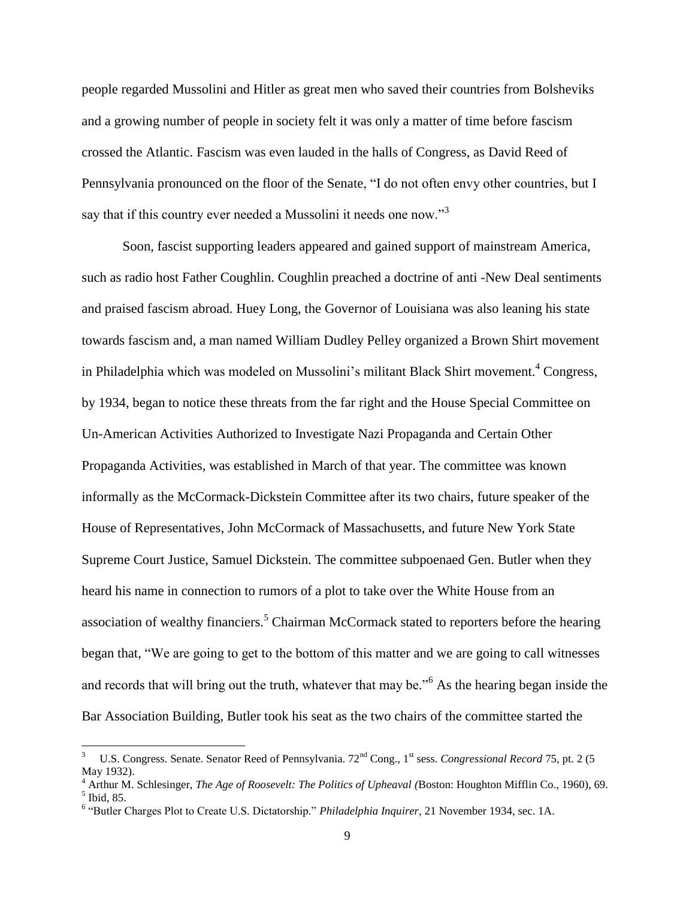people regarded Mussolini and Hitler as great men who saved their countries from Bolsheviks and a growing number of people in society felt it was only a matter of time before fascism crossed the Atlantic. Fascism was even lauded in the halls of Congress, as David Reed of Pennsylvania pronounced on the floor of the Senate, "I do not often envy other countries, but I say that if this country ever needed a Mussolini it needs one now."[3]

Soon, fascist supporting leaders appeared and gained support of mainstream America, such as radio host Father Coughlin. Coughlin preached a doctrine of anti -New Deal sentiments and praised fascism abroad. Huey Long, the Governor of Louisiana was also leaning his state towards fascism and, a man named William Dudley Pelley organized a Brown Shirt movement in Philadelphia which was modeled on Mussolini's militant Black Shirt movement.[4] Congress, by 1934, began to notice these threats from the far right and the House Special Committee on Un-American Activities Authorized to Investigate Nazi Propaganda and Certain Other Propaganda Activities, was established in March of that year. The committee was known informally as the McCormack-Dickstein Committee after its two chairs, future speaker of the House of Representatives, John McCormack of Massachusetts, and future New York State Supreme Court Justice, Samuel Dickstein. The committee subpoenaed Gen. Butler when they heard his name in connection to rumors of a plot to take over the White House from an association of wealthy financiers.[5] Chairman McCormack stated to reporters before the hearing began that, "We are going to get to the bottom of this matter and we are going to call witnesses and records that will bring out the truth, whatever that may be."[6] As the hearing began inside the Bar Association Building, Butler took his seat as the two chairs of the committee started the

---

[3] U.S. Congress. Senate. Senator Reed of Pennsylvania. 72nd Cong., 1st sess. *Congressional Record* 75, pt. 2 (5 May 1932).

[4] Arthur M. Schlesinger, *The Age of Roosevelt: The Politics of Upheaval (*Boston: Houghton Mifflin Co., 1960), 69.

[5] Ibid, 85.

[6] "Butler Charges Plot to Create U.S. Dictatorship." *Philadelphia Inquirer*, 21 November 1934, sec. 1A.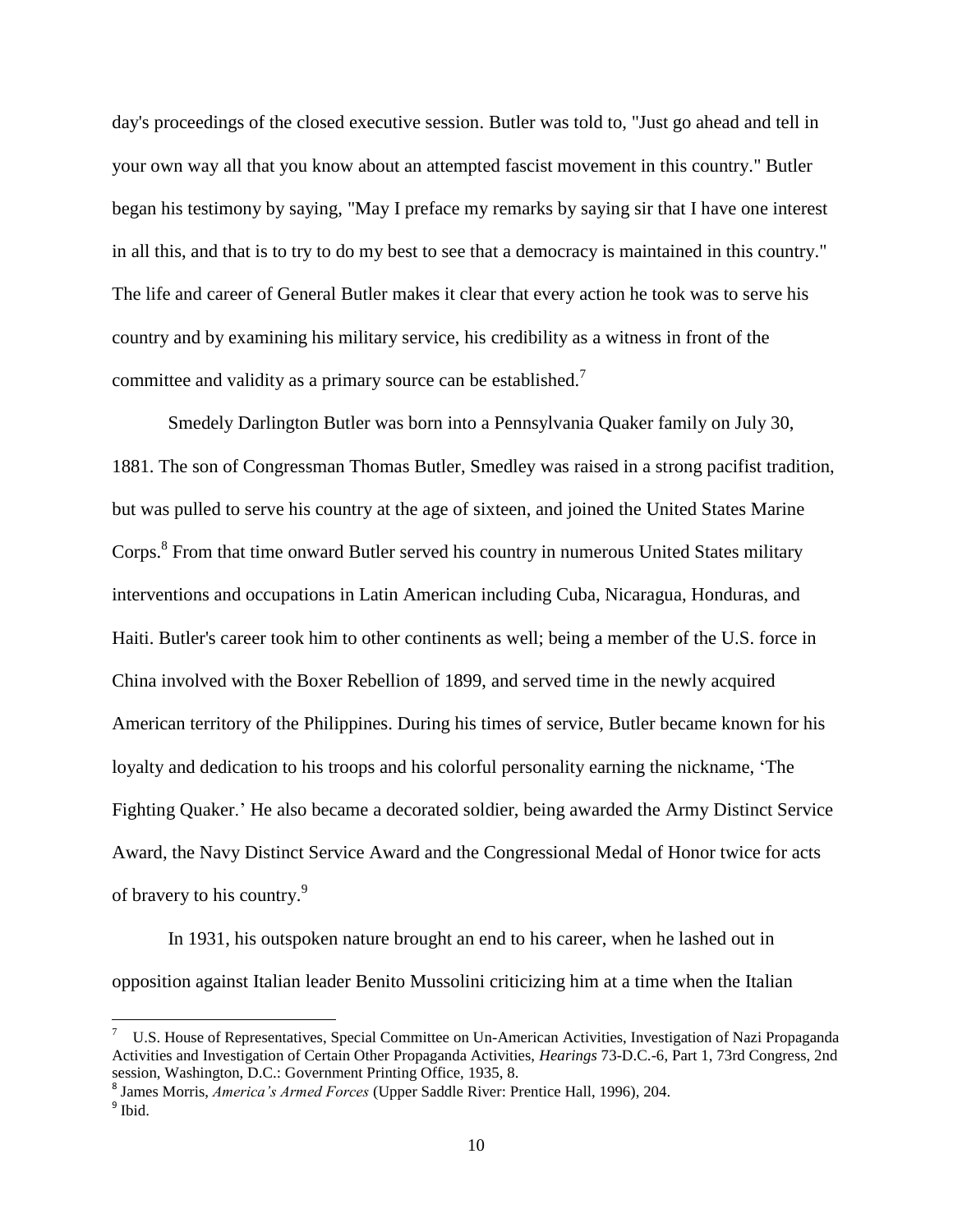day's proceedings of the closed executive session. Butler was told to, "Just go ahead and tell in your own way all that you know about an attempted fascist movement in this country." Butler began his testimony by saying, "May I preface my remarks by saying sir that I have one interest in all this, and that is to try to do my best to see that a democracy is maintained in this country." The life and career of General Butler makes it clear that every action he took was to serve his country and by examining his military service, his credibility as a witness in front of the committee and validity as a primary source can be established.[7]

Smedely Darlington Butler was born into a Pennsylvania Quaker family on July 30, 1881. The son of Congressman Thomas Butler, Smedley was raised in a strong pacifist tradition, but was pulled to serve his country at the age of sixteen, and joined the United States Marine Corps.[8] From that time onward Butler served his country in numerous United States military interventions and occupations in Latin American including Cuba, Nicaragua, Honduras, and Haiti. Butler's career took him to other continents as well; being a member of the U.S. force in China involved with the Boxer Rebellion of 1899, and served time in the newly acquired American territory of the Philippines. During his times of service, Butler became known for his loyalty and dedication to his troops and his colorful personality earning the nickname, 'The Fighting Quaker.' He also became a decorated soldier, being awarded the Army Distinct Service Award, the Navy Distinct Service Award and the Congressional Medal of Honor twice for acts of bravery to his country.[9]

In 1931, his outspoken nature brought an end to his career, when he lashed out in opposition against Italian leader Benito Mussolini criticizing him at a time when the Italian

---

[7] U.S. House of Representatives, Special Committee on Un-American Activities, Investigation of Nazi Propaganda Activities and Investigation of Certain Other Propaganda Activities, *Hearings* 73-D.C.-6, Part 1, 73rd Congress, 2nd session, Washington, D.C.: Government Printing Office, 1935, 8.

[8] James Morris, *America's Armed Forces* (Upper Saddle River: Prentice Hall, 1996), 204.

[9] Ibid.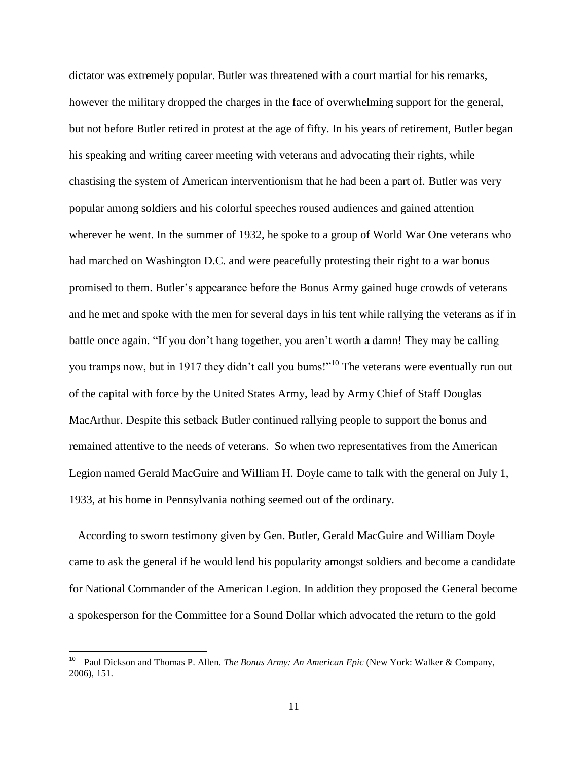dictator was extremely popular. Butler was threatened with a court martial for his remarks, however the military dropped the charges in the face of overwhelming support for the general, but not before Butler retired in protest at the age of fifty. In his years of retirement, Butler began his speaking and writing career meeting with veterans and advocating their rights, while chastising the system of American interventionism that he had been a part of. Butler was very popular among soldiers and his colorful speeches roused audiences and gained attention wherever he went. In the summer of 1932, he spoke to a group of World War One veterans who had marched on Washington D.C. and were peacefully protesting their right to a war bonus promised to them. Butler's appearance before the Bonus Army gained huge crowds of veterans and he met and spoke with the men for several days in his tent while rallying the veterans as if in battle once again. "If you don't hang together, you aren't worth a damn! They may be calling you tramps now, but in 1917 they didn't call you bums!"[10] The veterans were eventually run out of the capital with force by the United States Army, lead by Army Chief of Staff Douglas MacArthur. Despite this setback Butler continued rallying people to support the bonus and remained attentive to the needs of veterans. So when two representatives from the American Legion named Gerald MacGuire and William H. Doyle came to talk with the general on July 1, 1933, at his home in Pennsylvania nothing seemed out of the ordinary.

According to sworn testimony given by Gen. Butler, Gerald MacGuire and William Doyle came to ask the general if he would lend his popularity amongst soldiers and become a candidate for National Commander of the American Legion. In addition they proposed the General become a spokesperson for the Committee for a Sound Dollar which advocated the return to the gold

---

[10] Paul Dickson and Thomas P. Allen. *The Bonus Army: An American Epic* (New York: Walker & Company, 2006), 151.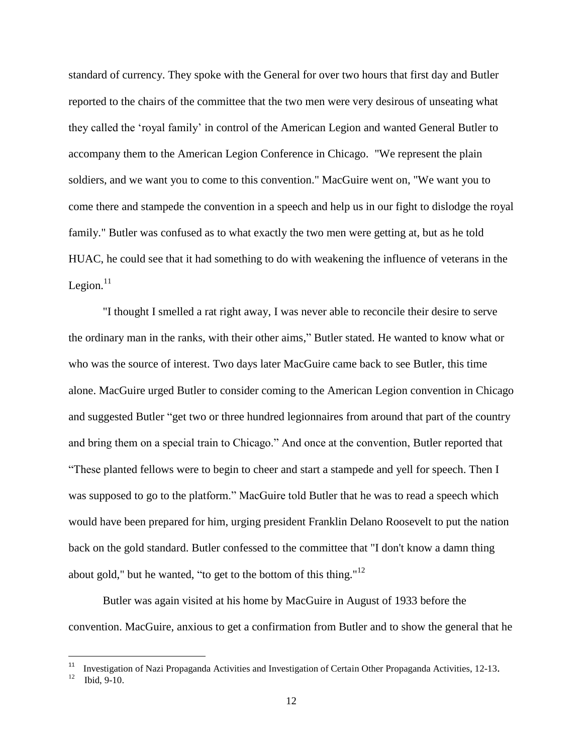standard of currency. They spoke with the General for over two hours that first day and Butler reported to the chairs of the committee that the two men were very desirous of unseating what they called the 'royal family' in control of the American Legion and wanted General Butler to accompany them to the American Legion Conference in Chicago. "We represent the plain soldiers, and we want you to come to this convention." MacGuire went on, "We want you to come there and stampede the convention in a speech and help us in our fight to dislodge the royal family." Butler was confused as to what exactly the two men were getting at, but as he told HUAC, he could see that it had something to do with weakening the influence of veterans in the Legion.[11]

"I thought I smelled a rat right away, I was never able to reconcile their desire to serve the ordinary man in the ranks, with their other aims," Butler stated. He wanted to know what or who was the source of interest. Two days later MacGuire came back to see Butler, this time alone. MacGuire urged Butler to consider coming to the American Legion convention in Chicago and suggested Butler "get two or three hundred legionnaires from around that part of the country and bring them on a special train to Chicago." And once at the convention, Butler reported that "These planted fellows were to begin to cheer and start a stampede and yell for speech. Then I was supposed to go to the platform." MacGuire told Butler that he was to read a speech which would have been prepared for him, urging president Franklin Delano Roosevelt to put the nation back on the gold standard. Butler confessed to the committee that "I don't know a damn thing about gold," but he wanted, "to get to the bottom of this thing."[12]

Butler was again visited at his home by MacGuire in August of 1933 before the convention. MacGuire, anxious to get a confirmation from Butler and to show the general that he

---

[11] Investigation of Nazi Propaganda Activities and Investigation of Certain Other Propaganda Activities, 12-13.

[12] Ibid, 9-10.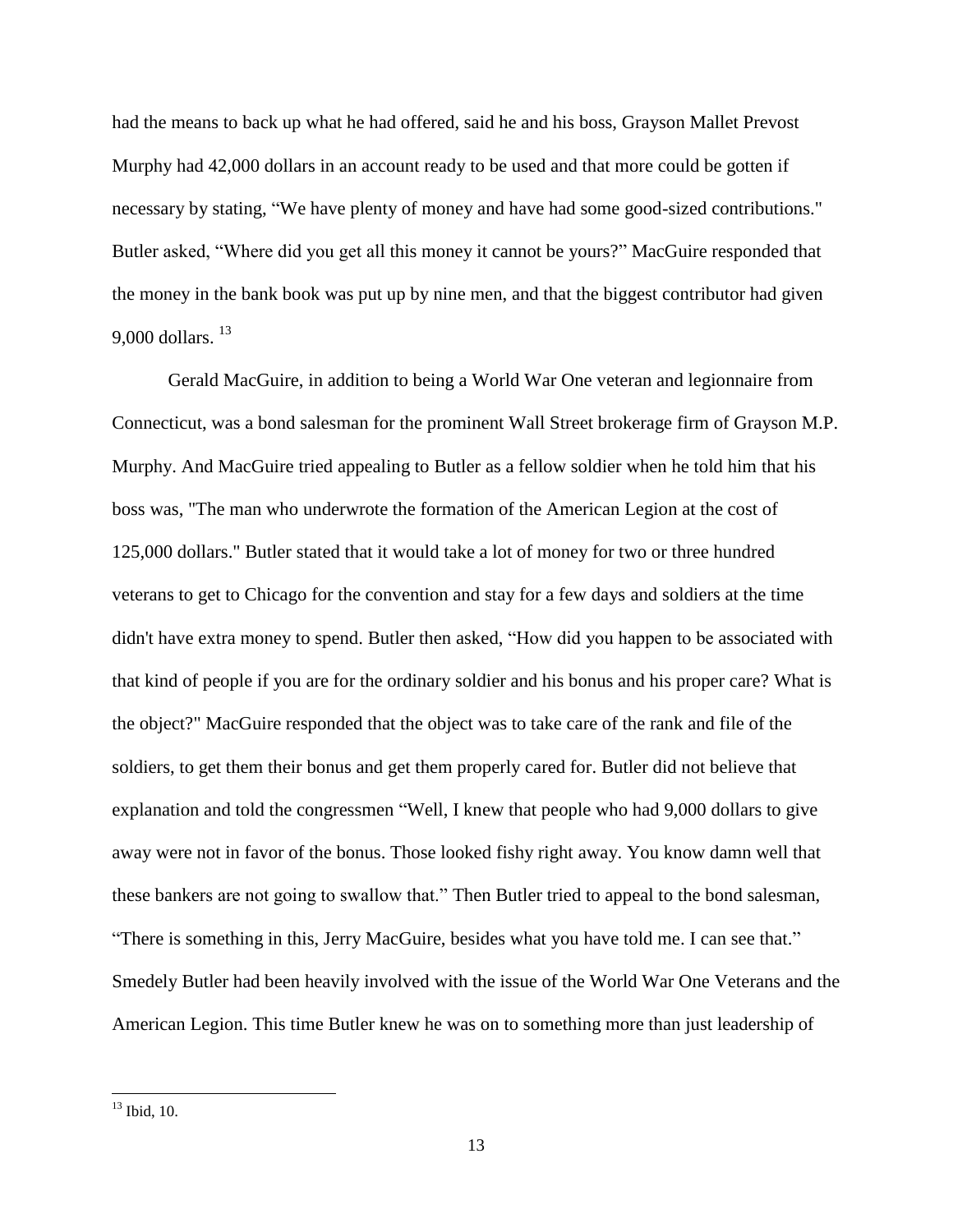had the means to back up what he had offered, said he and his boss, Grayson Mallet Prevost Murphy had 42,000 dollars in an account ready to be used and that more could be gotten if necessary by stating, “We have plenty of money and have had some good-sized contributions." Butler asked, “Where did you get all this money it cannot be yours?” MacGuire responded that the money in the bank book was put up by nine men, and that the biggest contributor had given 9,000 dollars. [13]

Gerald MacGuire, in addition to being a World War One veteran and legionnaire from Connecticut, was a bond salesman for the prominent Wall Street brokerage firm of Grayson M.P. Murphy. And MacGuire tried appealing to Butler as a fellow soldier when he told him that his boss was, "The man who underwrote the formation of the American Legion at the cost of 125,000 dollars." Butler stated that it would take a lot of money for two or three hundred veterans to get to Chicago for the convention and stay for a few days and soldiers at the time didn't have extra money to spend. Butler then asked, “How did you happen to be associated with that kind of people if you are for the ordinary soldier and his bonus and his proper care? What is the object?" MacGuire responded that the object was to take care of the rank and file of the soldiers, to get them their bonus and get them properly cared for. Butler did not believe that explanation and told the congressmen “Well, I knew that people who had 9,000 dollars to give away were not in favor of the bonus. Those looked fishy right away. You know damn well that these bankers are not going to swallow that.” Then Butler tried to appeal to the bond salesman, “There is something in this, Jerry MacGuire, besides what you have told me. I can see that.” Smedely Butler had been heavily involved with the issue of the World War One Veterans and the American Legion. This time Butler knew he was on to something more than just leadership of

[13] Ibid, 10.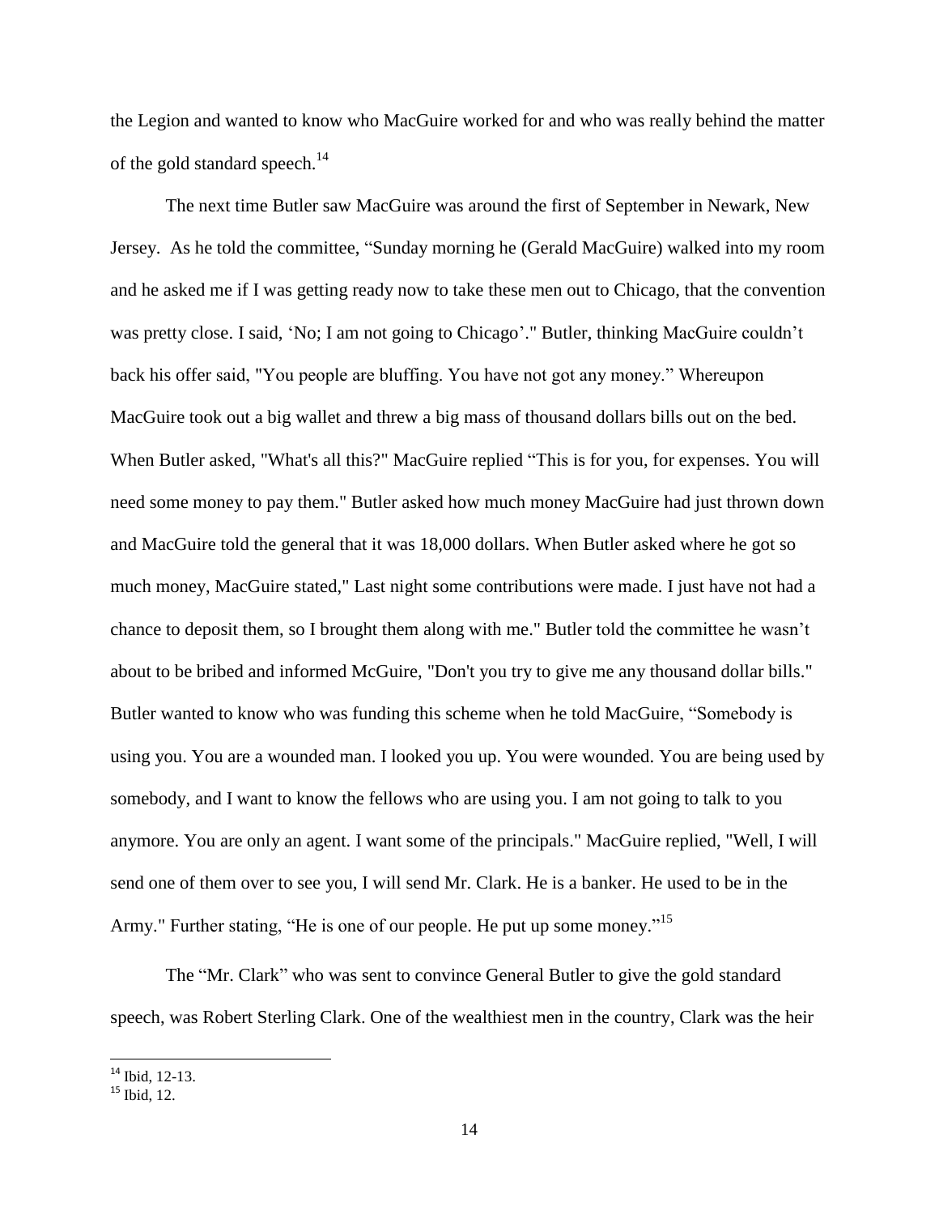the Legion and wanted to know who MacGuire worked for and who was really behind the matter of the gold standard speech.[14]

The next time Butler saw MacGuire was around the first of September in Newark, New Jersey. As he told the committee, "Sunday morning he (Gerald MacGuire) walked into my room and he asked me if I was getting ready now to take these men out to Chicago, that the convention was pretty close. I said, 'No; I am not going to Chicago'." Butler, thinking MacGuire couldn't back his offer said, "You people are bluffing. You have not got any money." Whereupon MacGuire took out a big wallet and threw a big mass of thousand dollars bills out on the bed. When Butler asked, "What's all this?" MacGuire replied "This is for you, for expenses. You will need some money to pay them." Butler asked how much money MacGuire had just thrown down and MacGuire told the general that it was 18,000 dollars. When Butler asked where he got so much money, MacGuire stated," Last night some contributions were made. I just have not had a chance to deposit them, so I brought them along with me." Butler told the committee he wasn't about to be bribed and informed McGuire, "Don't you try to give me any thousand dollar bills." Butler wanted to know who was funding this scheme when he told MacGuire, "Somebody is using you. You are a wounded man. I looked you up. You were wounded. You are being used by somebody, and I want to know the fellows who are using you. I am not going to talk to you anymore. You are only an agent. I want some of the principals." MacGuire replied, "Well, I will send one of them over to see you, I will send Mr. Clark. He is a banker. He used to be in the Army." Further stating, "He is one of our people. He put up some money."[15]

The "Mr. Clark" who was sent to convince General Butler to give the gold standard speech, was Robert Sterling Clark. One of the wealthiest men in the country, Clark was the heir

---

[14] Ibid, 12-13.

[15] Ibid, 12.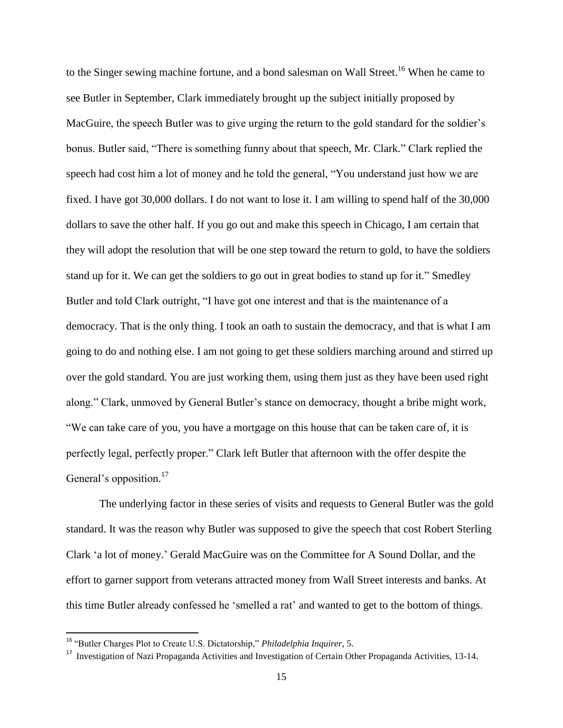to the Singer sewing machine fortune, and a bond salesman on Wall Street.[16] When he came to see Butler in September, Clark immediately brought up the subject initially proposed by MacGuire, the speech Butler was to give urging the return to the gold standard for the soldier's bonus. Butler said, "There is something funny about that speech, Mr. Clark." Clark replied the speech had cost him a lot of money and he told the general, "You understand just how we are fixed. I have got 30,000 dollars. I do not want to lose it. I am willing to spend half of the 30,000 dollars to save the other half. If you go out and make this speech in Chicago, I am certain that they will adopt the resolution that will be one step toward the return to gold, to have the soldiers stand up for it. We can get the soldiers to go out in great bodies to stand up for it." Smedley Butler and told Clark outright, "I have got one interest and that is the maintenance of a democracy. That is the only thing. I took an oath to sustain the democracy, and that is what I am going to do and nothing else. I am not going to get these soldiers marching around and stirred up over the gold standard. You are just working them, using them just as they have been used right along." Clark, unmoved by General Butler's stance on democracy, thought a bribe might work, "We can take care of you, you have a mortgage on this house that can be taken care of, it is perfectly legal, perfectly proper." Clark left Butler that afternoon with the offer despite the General's opposition.[17]

The underlying factor in these series of visits and requests to General Butler was the gold standard. It was the reason why Butler was supposed to give the speech that cost Robert Sterling Clark 'a lot of money.' Gerald MacGuire was on the Committee for A Sound Dollar, and the effort to garner support from veterans attracted money from Wall Street interests and banks. At this time Butler already confessed he 'smelled a rat' and wanted to get to the bottom of things.

---

[16] "Butler Charges Plot to Create U.S. Dictatorship," *Philadelphia Inquirer*, 5.

[17] Investigation of Nazi Propaganda Activities and Investigation of Certain Other Propaganda Activities, 13-14.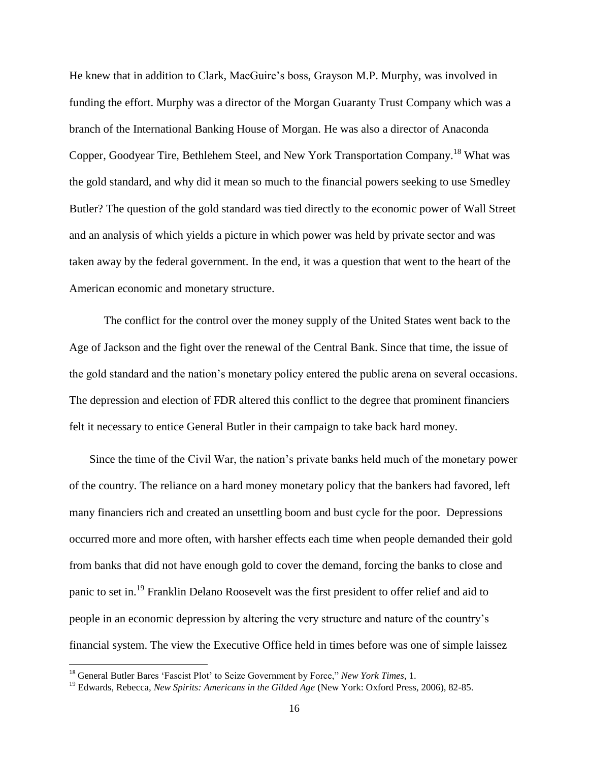He knew that in addition to Clark, MacGuire's boss, Grayson M.P. Murphy, was involved in funding the effort. Murphy was a director of the Morgan Guaranty Trust Company which was a branch of the International Banking House of Morgan. He was also a director of Anaconda Copper, Goodyear Tire, Bethlehem Steel, and New York Transportation Company.[18] What was the gold standard, and why did it mean so much to the financial powers seeking to use Smedley Butler? The question of the gold standard was tied directly to the economic power of Wall Street and an analysis of which yields a picture in which power was held by private sector and was taken away by the federal government. In the end, it was a question that went to the heart of the American economic and monetary structure.

The conflict for the control over the money supply of the United States went back to the Age of Jackson and the fight over the renewal of the Central Bank. Since that time, the issue of the gold standard and the nation's monetary policy entered the public arena on several occasions. The depression and election of FDR altered this conflict to the degree that prominent financiers felt it necessary to entice General Butler in their campaign to take back hard money.

Since the time of the Civil War, the nation's private banks held much of the monetary power of the country. The reliance on a hard money monetary policy that the bankers had favored, left many financiers rich and created an unsettling boom and bust cycle for the poor. Depressions occurred more and more often, with harsher effects each time when people demanded their gold from banks that did not have enough gold to cover the demand, forcing the banks to close and panic to set in.[19] Franklin Delano Roosevelt was the first president to offer relief and aid to people in an economic depression by altering the very structure and nature of the country's financial system. The view the Executive Office held in times before was one of simple laissez

[18] General Butler Bares 'Fascist Plot' to Seize Government by Force," *New York Times*, 1.

[19] Edwards, Rebecca, *New Spirits: Americans in the Gilded Age* (New York: Oxford Press, 2006), 82-85.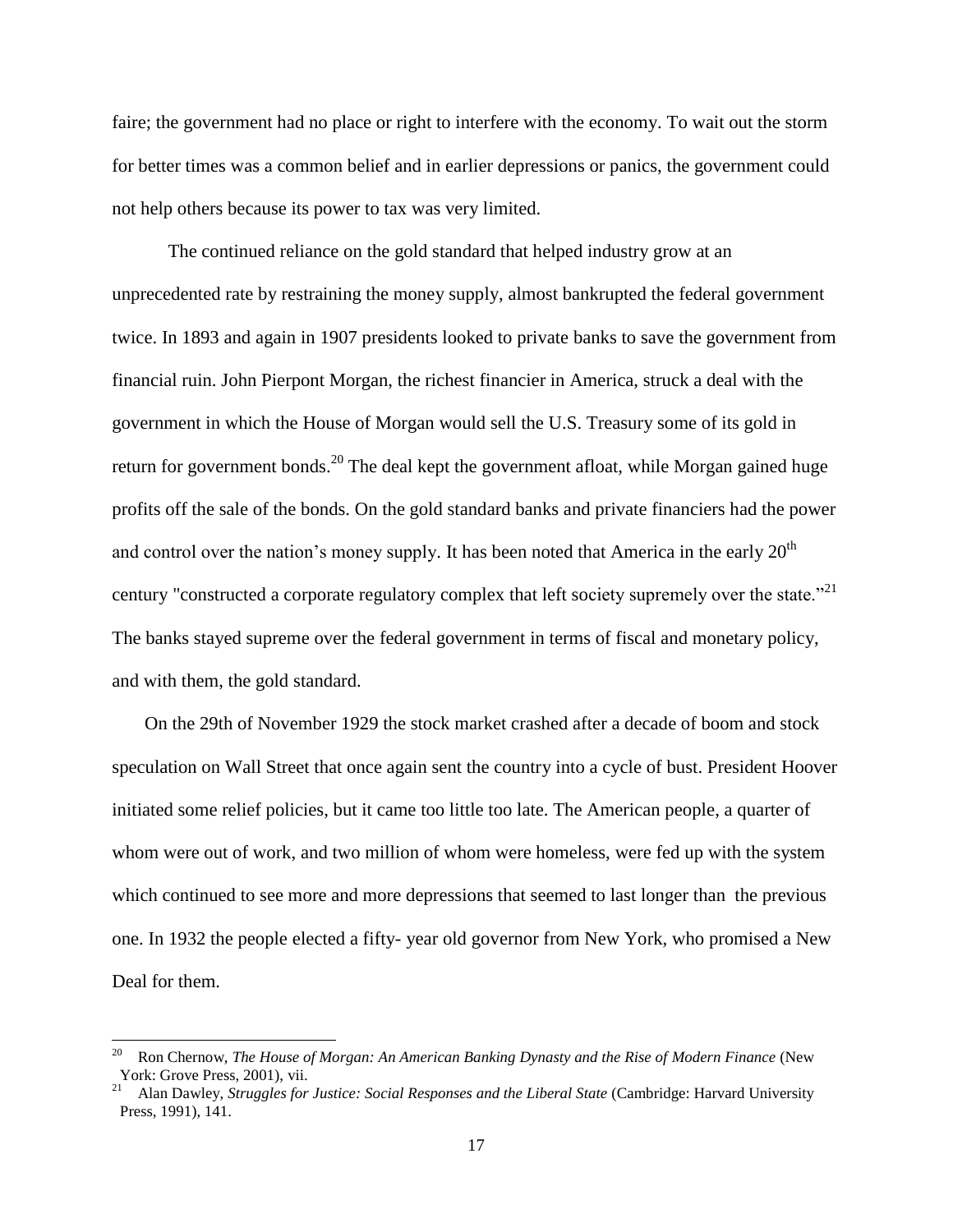faire; the government had no place or right to interfere with the economy. To wait out the storm for better times was a common belief and in earlier depressions or panics, the government could not help others because its power to tax was very limited.

The continued reliance on the gold standard that helped industry grow at an unprecedented rate by restraining the money supply, almost bankrupted the federal government twice. In 1893 and again in 1907 presidents looked to private banks to save the government from financial ruin. John Pierpont Morgan, the richest financier in America, struck a deal with the government in which the House of Morgan would sell the U.S. Treasury some of its gold in return for government bonds.[20] The deal kept the government afloat, while Morgan gained huge profits off the sale of the bonds. On the gold standard banks and private financiers had the power and control over the nation's money supply. It has been noted that America in the early 20th century "constructed a corporate regulatory complex that left society supremely over the state."[21] The banks stayed supreme over the federal government in terms of fiscal and monetary policy, and with them, the gold standard.

On the 29th of November 1929 the stock market crashed after a decade of boom and stock speculation on Wall Street that once again sent the country into a cycle of bust. President Hoover initiated some relief policies, but it came too little too late. The American people, a quarter of whom were out of work, and two million of whom were homeless, were fed up with the system which continued to see more and more depressions that seemed to last longer than the previous one. In 1932 the people elected a fifty- year old governor from New York, who promised a New Deal for them.

---

[20] Ron Chernow, *The House of Morgan: An American Banking Dynasty and the Rise of Modern Finance* (New York: Grove Press, 2001), vii.

[21] Alan Dawley, *Struggles for Justice: Social Responses and the Liberal State* (Cambridge: Harvard University Press, 1991), 141.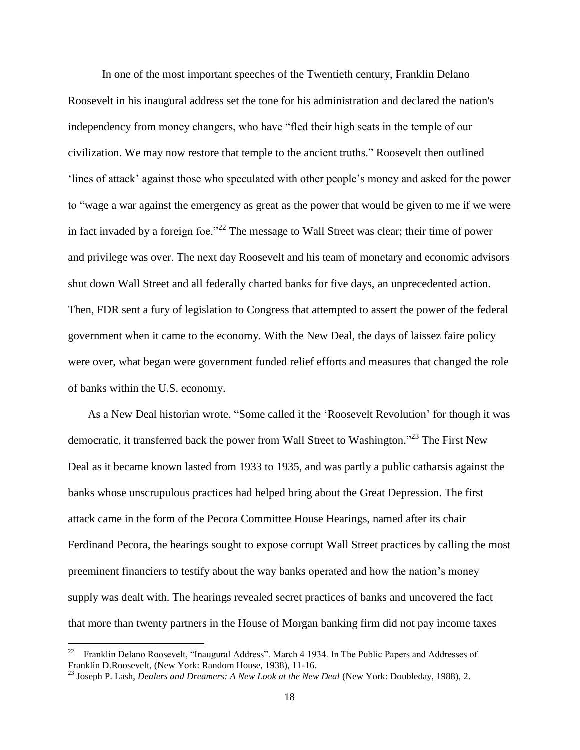In one of the most important speeches of the Twentieth century, Franklin Delano Roosevelt in his inaugural address set the tone for his administration and declared the nation's independency from money changers, who have "fled their high seats in the temple of our civilization. We may now restore that temple to the ancient truths." Roosevelt then outlined 'lines of attack' against those who speculated with other people's money and asked for the power to "wage a war against the emergency as great as the power that would be given to me if we were in fact invaded by a foreign foe."[22] The message to Wall Street was clear; their time of power and privilege was over. The next day Roosevelt and his team of monetary and economic advisors shut down Wall Street and all federally charted banks for five days, an unprecedented action. Then, FDR sent a fury of legislation to Congress that attempted to assert the power of the federal government when it came to the economy. With the New Deal, the days of laissez faire policy were over, what began were government funded relief efforts and measures that changed the role of banks within the U.S. economy.

As a New Deal historian wrote, "Some called it the 'Roosevelt Revolution' for though it was democratic, it transferred back the power from Wall Street to Washington."[23] The First New Deal as it became known lasted from 1933 to 1935, and was partly a public catharsis against the banks whose unscrupulous practices had helped bring about the Great Depression. The first attack came in the form of the Pecora Committee House Hearings, named after its chair Ferdinand Pecora, the hearings sought to expose corrupt Wall Street practices by calling the most preeminent financiers to testify about the way banks operated and how the nation's money supply was dealt with. The hearings revealed secret practices of banks and uncovered the fact that more than twenty partners in the House of Morgan banking firm did not pay income taxes

---

[22] Franklin Delano Roosevelt, "Inaugural Address". March 4 1934. In The Public Papers and Addresses of Franklin D.Roosevelt, (New York: Random House, 1938), 11-16.

[23] Joseph P. Lash, *Dealers and Dreamers: A New Look at the New Deal* (New York: Doubleday, 1988), 2.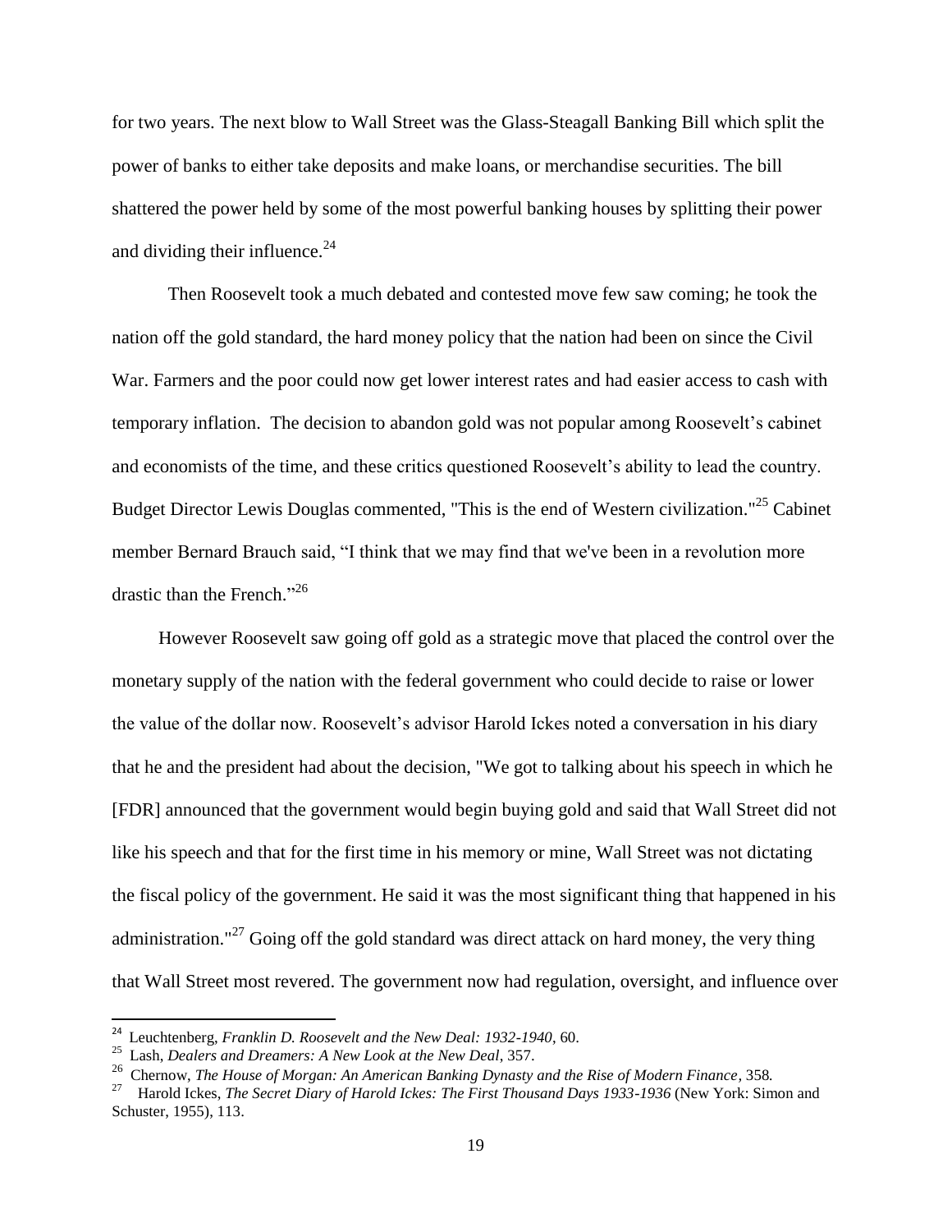for two years. The next blow to Wall Street was the Glass-Steagall Banking Bill which split the power of banks to either take deposits and make loans, or merchandise securities. The bill shattered the power held by some of the most powerful banking houses by splitting their power and dividing their influence.[24]

Then Roosevelt took a much debated and contested move few saw coming; he took the nation off the gold standard, the hard money policy that the nation had been on since the Civil War. Farmers and the poor could now get lower interest rates and had easier access to cash with temporary inflation. The decision to abandon gold was not popular among Roosevelt's cabinet and economists of the time, and these critics questioned Roosevelt's ability to lead the country. Budget Director Lewis Douglas commented, "This is the end of Western civilization."[25] Cabinet member Bernard Brauch said, "I think that we may find that we've been in a revolution more drastic than the French."[26]

However Roosevelt saw going off gold as a strategic move that placed the control over the monetary supply of the nation with the federal government who could decide to raise or lower the value of the dollar now. Roosevelt's advisor Harold Ickes noted a conversation in his diary that he and the president had about the decision, "We got to talking about his speech in which he [FDR] announced that the government would begin buying gold and said that Wall Street did not like his speech and that for the first time in his memory or mine, Wall Street was not dictating the fiscal policy of the government. He said it was the most significant thing that happened in his administration."[27] Going off the gold standard was direct attack on hard money, the very thing that Wall Street most revered. The government now had regulation, oversight, and influence over

---

[24] Leuchtenberg, *Franklin D. Roosevelt and the New Deal: 1932-1940*, 60.

[25] Lash, *Dealers and Dreamers: A New Look at the New Deal*, 357.

[26] Chernow, *The House of Morgan: An American Banking Dynasty and the Rise of Modern Finance*, 358.

[27] Harold Ickes, *The Secret Diary of Harold Ickes: The First Thousand Days 1933-1936* (New York: Simon and Schuster, 1955), 113.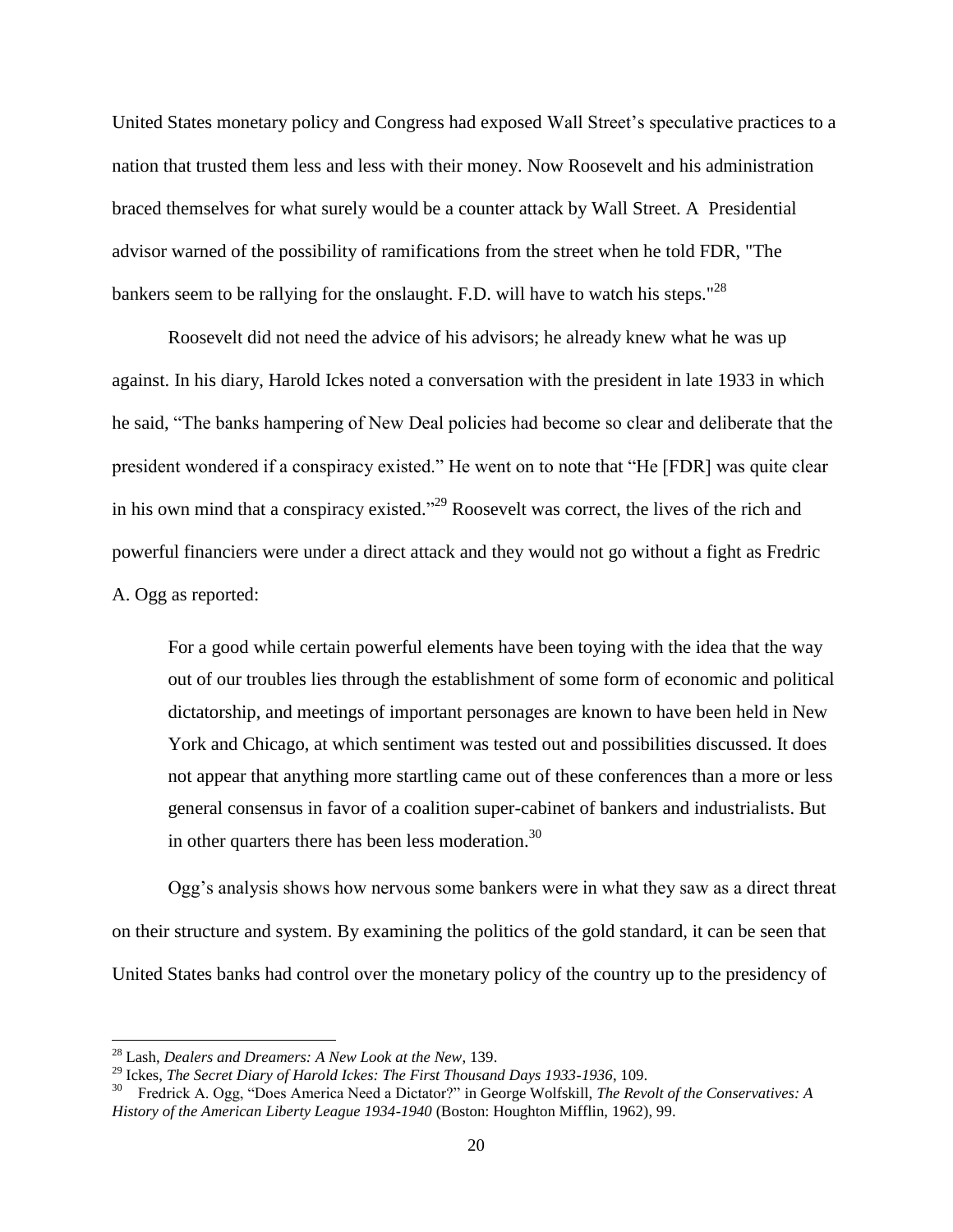United States monetary policy and Congress had exposed Wall Street's speculative practices to a nation that trusted them less and less with their money. Now Roosevelt and his administration braced themselves for what surely would be a counter attack by Wall Street. A Presidential advisor warned of the possibility of ramifications from the street when he told FDR, "The bankers seem to be rallying for the onslaught. F.D. will have to watch his steps."[28]

Roosevelt did not need the advice of his advisors; he already knew what he was up against. In his diary, Harold Ickes noted a conversation with the president in late 1933 in which he said, "The banks hampering of New Deal policies had become so clear and deliberate that the president wondered if a conspiracy existed." He went on to note that "He [FDR] was quite clear in his own mind that a conspiracy existed."[29] Roosevelt was correct, the lives of the rich and powerful financiers were under a direct attack and they would not go without a fight as Fredric A. Ogg as reported:

> For a good while certain powerful elements have been toying with the idea that the way out of our troubles lies through the establishment of some form of economic and political dictatorship, and meetings of important personages are known to have been held in New York and Chicago, at which sentiment was tested out and possibilities discussed. It does not appear that anything more startling came out of these conferences than a more or less general consensus in favor of a coalition super-cabinet of bankers and industrialists. But in other quarters there has been less moderation.[30]

Ogg's analysis shows how nervous some bankers were in what they saw as a direct threat on their structure and system. By examining the politics of the gold standard, it can be seen that United States banks had control over the monetary policy of the country up to the presidency of

---

[28] Lash, *Dealers and Dreamers: A New Look at the New*, 139.

[29] Ickes, *The Secret Diary of Harold Ickes: The First Thousand Days 1933-1936*, 109.

[30] Fredrick A. Ogg, "Does America Need a Dictator?" in George Wolfskill, *The Revolt of the Conservatives: A History of the American Liberty League 1934-1940* (Boston: Houghton Mifflin, 1962), 99.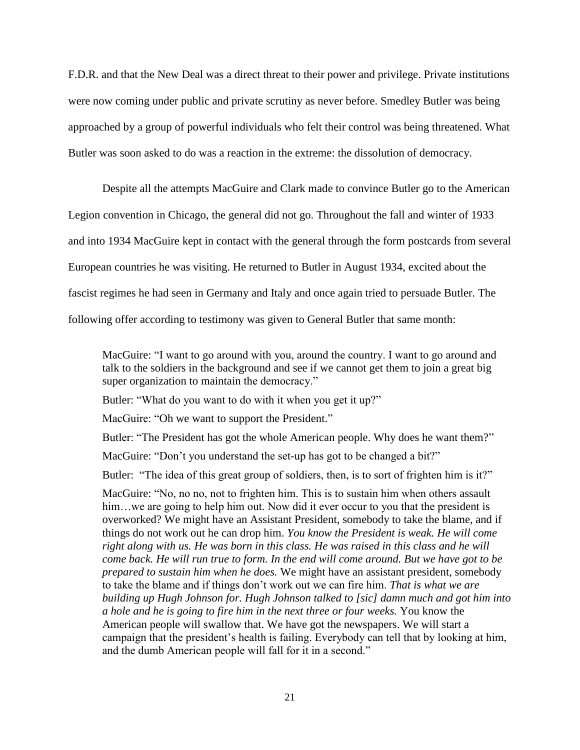F.D.R. and that the New Deal was a direct threat to their power and privilege. Private institutions were now coming under public and private scrutiny as never before. Smedley Butler was being approached by a group of powerful individuals who felt their control was being threatened. What Butler was soon asked to do was a reaction in the extreme: the dissolution of democracy.

Despite all the attempts MacGuire and Clark made to convince Butler go to the American Legion convention in Chicago, the general did not go. Throughout the fall and winter of 1933 and into 1934 MacGuire kept in contact with the general through the form postcards from several European countries he was visiting. He returned to Butler in August 1934, excited about the fascist regimes he had seen in Germany and Italy and once again tried to persuade Butler. The following offer according to testimony was given to General Butler that same month:

> MacGuire: "I want to go around with you, around the country. I want to go around and talk to the soldiers in the background and see if we cannot get them to join a great big super organization to maintain the democracy."
>
> Butler: "What do you want to do with it when you get it up?"
>
> MacGuire: "Oh we want to support the President."
>
> Butler: "The President has got the whole American people. Why does he want them?"
>
> MacGuire: "Don't you understand the set-up has got to be changed a bit?"
>
> Butler: "The idea of this great group of soldiers, then, is to sort of frighten him is it?"
>
> MacGuire: "No, no no, not to frighten him. This is to sustain him when others assault him…we are going to help him out. Now did it ever occur to you that the president is overworked? We might have an Assistant President, somebody to take the blame, and if things do not work out he can drop him. *You know the President is weak. He will come right along with us. He was born in this class. He was raised in this class and he will come back. He will run true to form. In the end will come around. But we have got to be prepared to sustain him when he does.* We might have an assistant president, somebody to take the blame and if things don't work out we can fire him. *That is what we are building up Hugh Johnson for. Hugh Johnson talked to [sic] damn much and got him into a hole and he is going to fire him in the next three or four weeks.* You know the American people will swallow that. We have got the newspapers. We will start a campaign that the president's health is failing. Everybody can tell that by looking at him, and the dumb American people will fall for it in a second."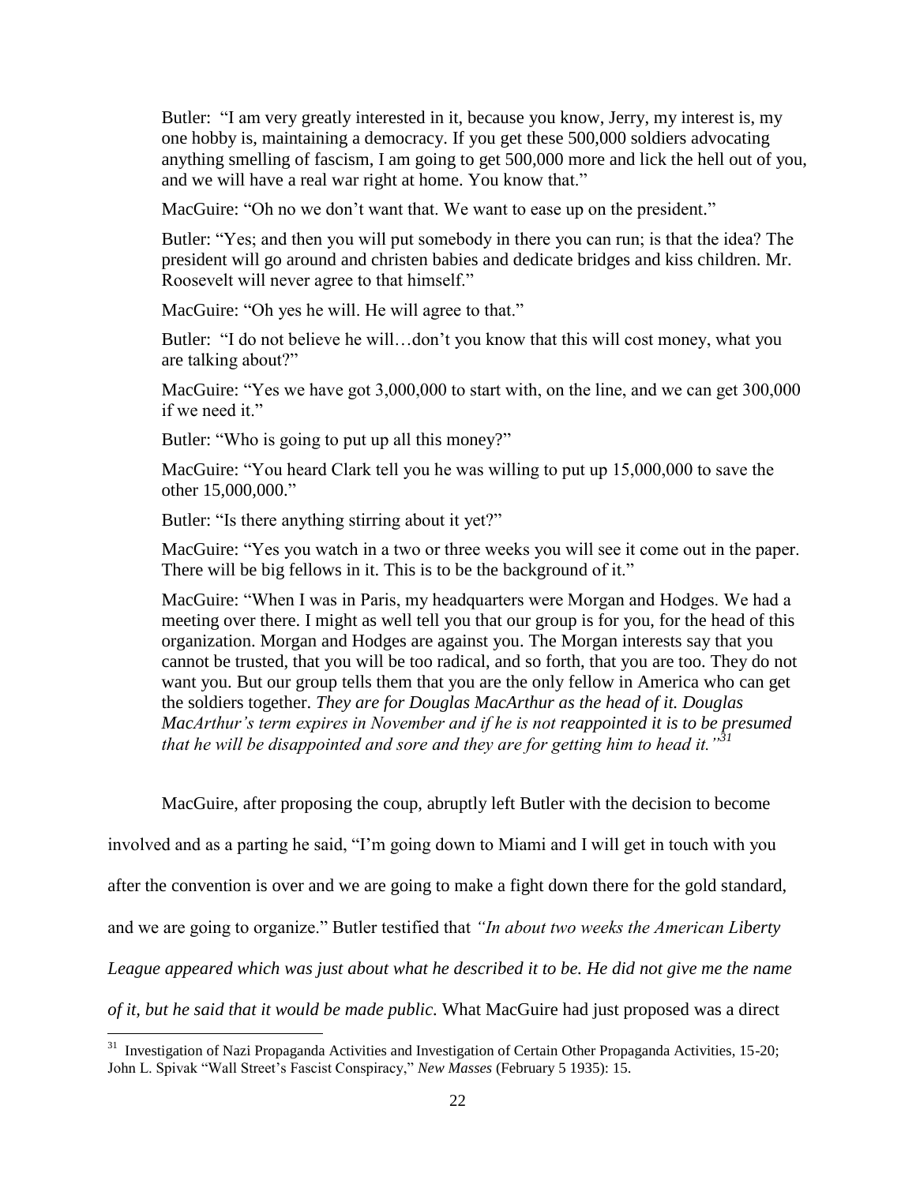> Butler: "I am very greatly interested in it, because you know, Jerry, my interest is, my one hobby is, maintaining a democracy. If you get these 500,000 soldiers advocating anything smelling of fascism, I am going to get 500,000 more and lick the hell out of you, and we will have a real war right at home. You know that."
>
> MacGuire: "Oh no we don't want that. We want to ease up on the president."
>
> Butler: "Yes; and then you will put somebody in there you can run; is that the idea? The president will go around and christen babies and dedicate bridges and kiss children. Mr. Roosevelt will never agree to that himself."
>
> MacGuire: "Oh yes he will. He will agree to that."
>
> Butler: "I do not believe he will…don't you know that this will cost money, what you are talking about?"
>
> MacGuire: "Yes we have got 3,000,000 to start with, on the line, and we can get 300,000 if we need it."
>
> Butler: "Who is going to put up all this money?"
>
> MacGuire: "You heard Clark tell you he was willing to put up 15,000,000 to save the other 15,000,000."
>
> Butler: "Is there anything stirring about it yet?"
>
> MacGuire: "Yes you watch in a two or three weeks you will see it come out in the paper. There will be big fellows in it. This is to be the background of it."
>
> MacGuire: "When I was in Paris, my headquarters were Morgan and Hodges. We had a meeting over there. I might as well tell you that our group is for you, for the head of this organization. Morgan and Hodges are against you. The Morgan interests say that you cannot be trusted, that you will be too radical, and so forth, that you are too. They do not want you. But our group tells them that you are the only fellow in America who can get the soldiers together. *They are for Douglas MacArthur as the head of it. Douglas MacArthur's term expires in November and if he is not reappointed it is to be presumed that he will be disappointed and sore and they are for getting him to head it."*[31]

MacGuire, after proposing the coup, abruptly left Butler with the decision to become involved and as a parting he said, "I'm going down to Miami and I will get in touch with you after the convention is over and we are going to make a fight down there for the gold standard, and we are going to organize." Butler testified that *"In about two weeks the American Liberty League appeared which was just about what he described it to be. He did not give me the name of it, but he said that it would be made public.* What MacGuire had just proposed was a direct

---

[31] Investigation of Nazi Propaganda Activities and Investigation of Certain Other Propaganda Activities, 15-20; John L. Spivak "Wall Street's Fascist Conspiracy," *New Masses* (February 5 1935): 15.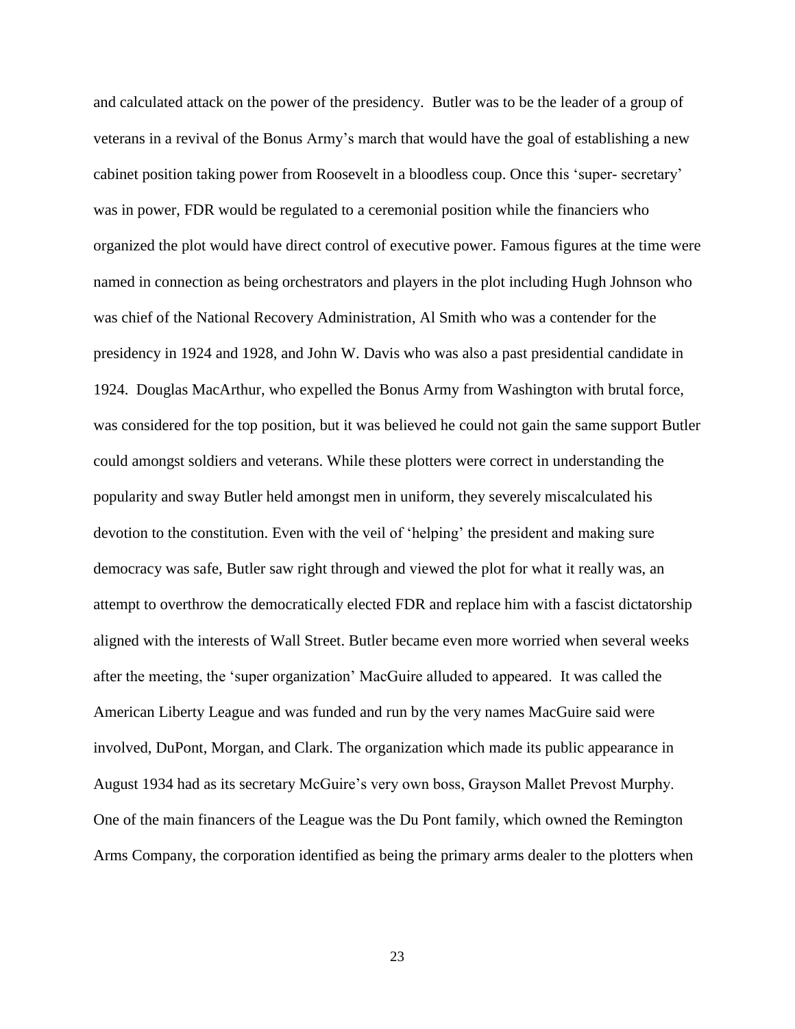and calculated attack on the power of the presidency. Butler was to be the leader of a group of veterans in a revival of the Bonus Army's march that would have the goal of establishing a new cabinet position taking power from Roosevelt in a bloodless coup. Once this 'super- secretary' was in power, FDR would be regulated to a ceremonial position while the financiers who organized the plot would have direct control of executive power. Famous figures at the time were named in connection as being orchestrators and players in the plot including Hugh Johnson who was chief of the National Recovery Administration, Al Smith who was a contender for the presidency in 1924 and 1928, and John W. Davis who was also a past presidential candidate in 1924. Douglas MacArthur, who expelled the Bonus Army from Washington with brutal force, was considered for the top position, but it was believed he could not gain the same support Butler could amongst soldiers and veterans. While these plotters were correct in understanding the popularity and sway Butler held amongst men in uniform, they severely miscalculated his devotion to the constitution. Even with the veil of 'helping' the president and making sure democracy was safe, Butler saw right through and viewed the plot for what it really was, an attempt to overthrow the democratically elected FDR and replace him with a fascist dictatorship aligned with the interests of Wall Street. Butler became even more worried when several weeks after the meeting, the 'super organization' MacGuire alluded to appeared. It was called the American Liberty League and was funded and run by the very names MacGuire said were involved, DuPont, Morgan, and Clark. The organization which made its public appearance in August 1934 had as its secretary McGuire's very own boss, Grayson Mallet Prevost Murphy. One of the main financers of the League was the Du Pont family, which owned the Remington Arms Company, the corporation identified as being the primary arms dealer to the plotters when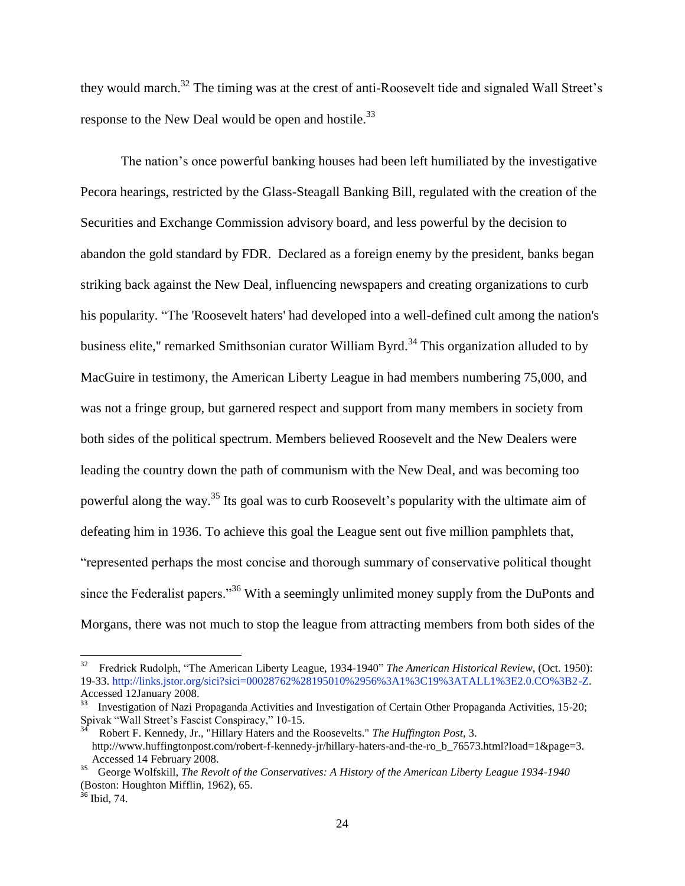they would march.[32] The timing was at the crest of anti-Roosevelt tide and signaled Wall Street's response to the New Deal would be open and hostile.[33]

The nation's once powerful banking houses had been left humiliated by the investigative Pecora hearings, restricted by the Glass-Steagall Banking Bill, regulated with the creation of the Securities and Exchange Commission advisory board, and less powerful by the decision to abandon the gold standard by FDR. Declared as a foreign enemy by the president, banks began striking back against the New Deal, influencing newspapers and creating organizations to curb his popularity. "The 'Roosevelt haters' had developed into a well-defined cult among the nation's business elite," remarked Smithsonian curator William Byrd.[34] This organization alluded to by MacGuire in testimony, the American Liberty League in had members numbering 75,000, and was not a fringe group, but garnered respect and support from many members in society from both sides of the political spectrum. Members believed Roosevelt and the New Dealers were leading the country down the path of communism with the New Deal, and was becoming too powerful along the way.[35] Its goal was to curb Roosevelt's popularity with the ultimate aim of defeating him in 1936. To achieve this goal the League sent out five million pamphlets that, "represented perhaps the most concise and thorough summary of conservative political thought since the Federalist papers."[36] With a seemingly unlimited money supply from the DuPonts and Morgans, there was not much to stop the league from attracting members from both sides of the

---

[32] Fredrick Rudolph, "The American Liberty League, 1934-1940" *The American Historical Review*, (Oct. 1950): 19-33. http://links.jstor.org/sici?sici=00028762%28195010%2956%3A1%3C19%3ATALL1%3E2.0.CO%3B2-Z. Accessed 12January 2008.

[33] Investigation of Nazi Propaganda Activities and Investigation of Certain Other Propaganda Activities, 15-20; Spivak "Wall Street's Fascist Conspiracy," 10-15.

[34] Robert F. Kennedy, Jr., "Hillary Haters and the Roosevelts." *The Huffington Post*, 3. http://www.huffingtonpost.com/robert-f-kennedy-jr/hillary-haters-and-the-ro_b_76573.html?load=1&page=3. Accessed 14 February 2008.

[35] George Wolfskill, *The Revolt of the Conservatives: A History of the American Liberty League 1934-1940* (Boston: Houghton Mifflin, 1962), 65.

[36] Ibid, 74.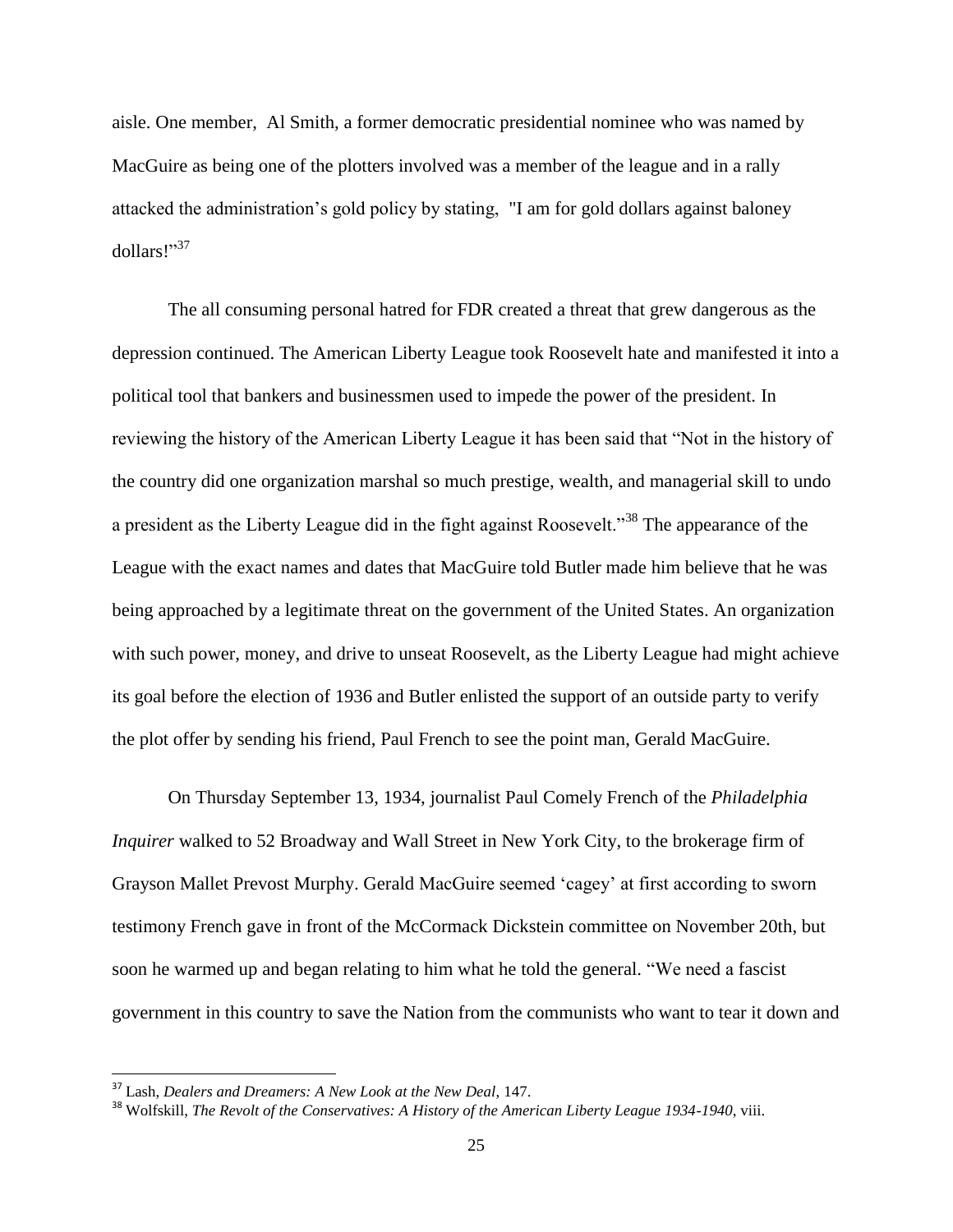aisle. One member,  Al Smith, a former democratic presidential nominee who was named by MacGuire as being one of the plotters involved was a member of the league and in a rally attacked the administration's gold policy by stating,  "I am for gold dollars against baloney dollars!"[37]

The all consuming personal hatred for FDR created a threat that grew dangerous as the depression continued. The American Liberty League took Roosevelt hate and manifested it into a political tool that bankers and businessmen used to impede the power of the president. In reviewing the history of the American Liberty League it has been said that "Not in the history of the country did one organization marshal so much prestige, wealth, and managerial skill to undo a president as the Liberty League did in the fight against Roosevelt."[38] The appearance of the League with the exact names and dates that MacGuire told Butler made him believe that he was being approached by a legitimate threat on the government of the United States. An organization with such power, money, and drive to unseat Roosevelt, as the Liberty League had might achieve its goal before the election of 1936 and Butler enlisted the support of an outside party to verify the plot offer by sending his friend, Paul French to see the point man, Gerald MacGuire.

On Thursday September 13, 1934, journalist Paul Comely French of the *Philadelphia Inquirer* walked to 52 Broadway and Wall Street in New York City, to the brokerage firm of Grayson Mallet Prevost Murphy. Gerald MacGuire seemed 'cagey' at first according to sworn testimony French gave in front of the McCormack Dickstein committee on November 20th, but soon he warmed up and began relating to him what he told the general. "We need a fascist government in this country to save the Nation from the communists who want to tear it down and

---

[37] Lash, *Dealers and Dreamers: A New Look at the New Deal*, 147.

[38] Wolfskill, *The Revolt of the Conservatives: A History of the American Liberty League 1934-1940*, viii.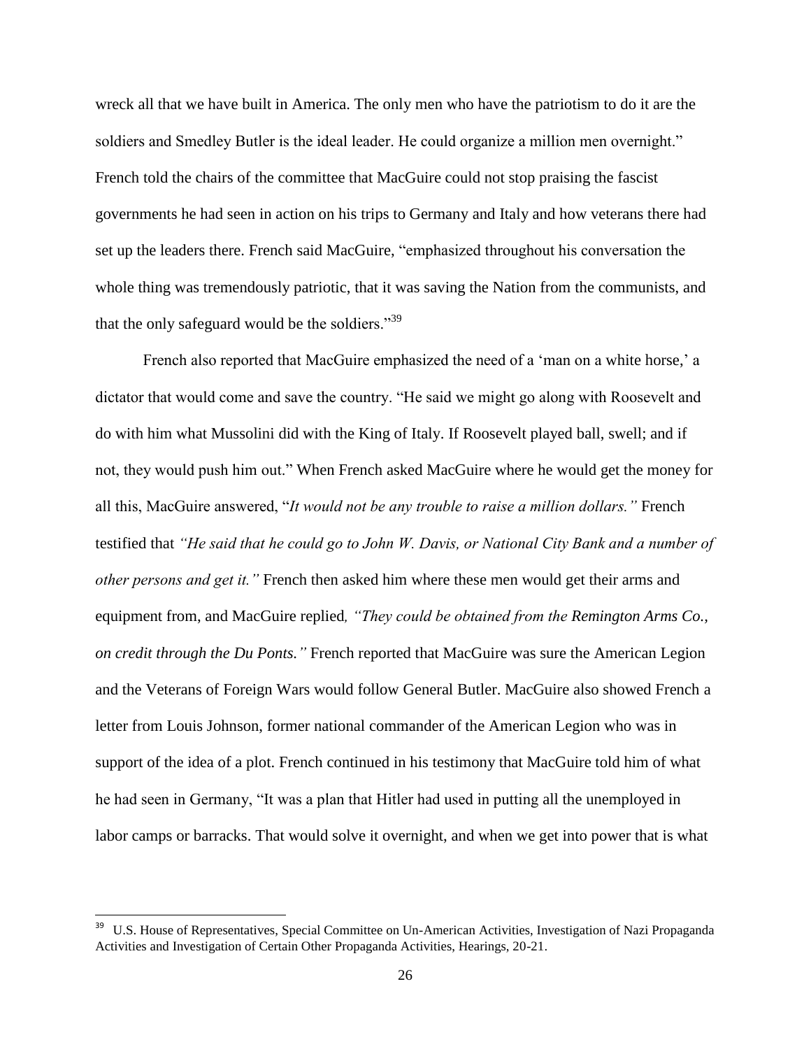wreck all that we have built in America. The only men who have the patriotism to do it are the soldiers and Smedley Butler is the ideal leader. He could organize a million men overnight." French told the chairs of the committee that MacGuire could not stop praising the fascist governments he had seen in action on his trips to Germany and Italy and how veterans there had set up the leaders there. French said MacGuire, "emphasized throughout his conversation the whole thing was tremendously patriotic, that it was saving the Nation from the communists, and that the only safeguard would be the soldiers."[39]

French also reported that MacGuire emphasized the need of a 'man on a white horse,' a dictator that would come and save the country. "He said we might go along with Roosevelt and do with him what Mussolini did with the King of Italy. If Roosevelt played ball, swell; and if not, they would push him out." When French asked MacGuire where he would get the money for all this, MacGuire answered, "*It would not be any trouble to raise a million dollars.*" French testified that *"He said that he could go to John W. Davis, or National City Bank and a number of other persons and get it."* French then asked him where these men would get their arms and equipment from, and MacGuire replied*, "They could be obtained from the Remington Arms Co., on credit through the Du Ponts."* French reported that MacGuire was sure the American Legion and the Veterans of Foreign Wars would follow General Butler. MacGuire also showed French a letter from Louis Johnson, former national commander of the American Legion who was in support of the idea of a plot. French continued in his testimony that MacGuire told him of what he had seen in Germany, "It was a plan that Hitler had used in putting all the unemployed in labor camps or barracks. That would solve it overnight, and when we get into power that is what

---

[39] U.S. House of Representatives, Special Committee on Un-American Activities, Investigation of Nazi Propaganda Activities and Investigation of Certain Other Propaganda Activities, Hearings, 20-21.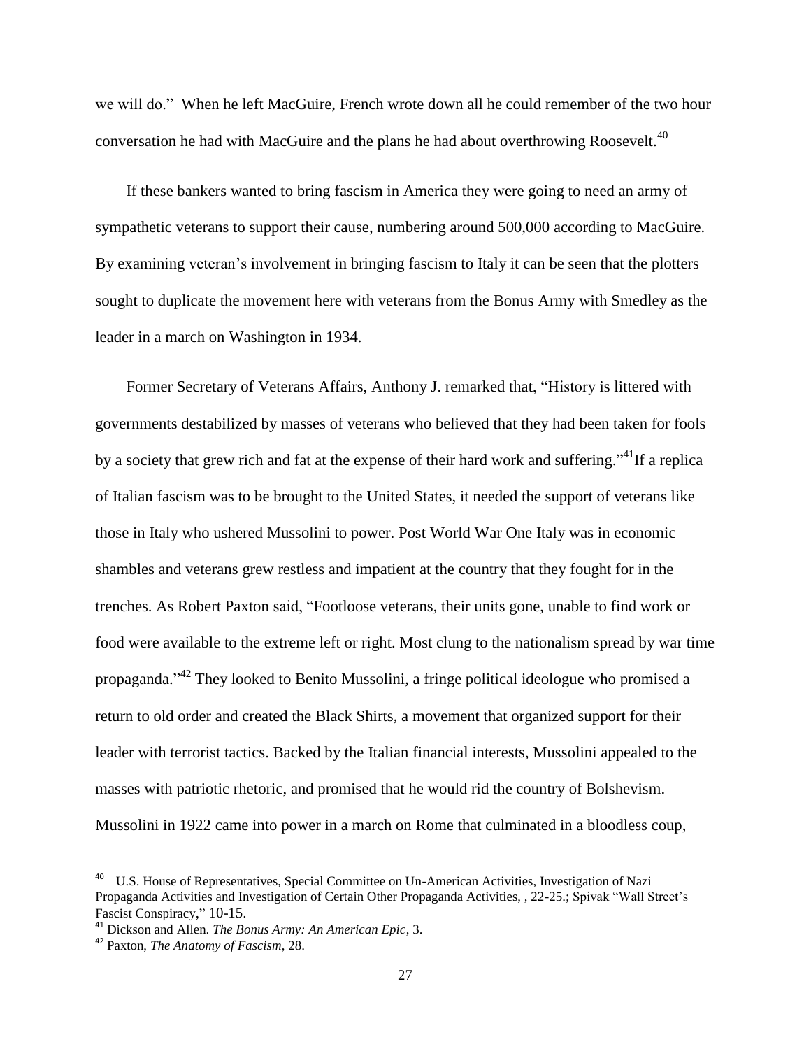we will do." When he left MacGuire, French wrote down all he could remember of the two hour conversation he had with MacGuire and the plans he had about overthrowing Roosevelt.[40]

If these bankers wanted to bring fascism in America they were going to need an army of sympathetic veterans to support their cause, numbering around 500,000 according to MacGuire. By examining veteran's involvement in bringing fascism to Italy it can be seen that the plotters sought to duplicate the movement here with veterans from the Bonus Army with Smedley as the leader in a march on Washington in 1934.

Former Secretary of Veterans Affairs, Anthony J. remarked that, "History is littered with governments destabilized by masses of veterans who believed that they had been taken for fools by a society that grew rich and fat at the expense of their hard work and suffering."[41]If a replica of Italian fascism was to be brought to the United States, it needed the support of veterans like those in Italy who ushered Mussolini to power. Post World War One Italy was in economic shambles and veterans grew restless and impatient at the country that they fought for in the trenches. As Robert Paxton said, "Footloose veterans, their units gone, unable to find work or food were available to the extreme left or right. Most clung to the nationalism spread by war time propaganda."[42] They looked to Benito Mussolini, a fringe political ideologue who promised a return to old order and created the Black Shirts, a movement that organized support for their leader with terrorist tactics. Backed by the Italian financial interests, Mussolini appealed to the masses with patriotic rhetoric, and promised that he would rid the country of Bolshevism. Mussolini in 1922 came into power in a march on Rome that culminated in a bloodless coup,

---

[40] U.S. House of Representatives, Special Committee on Un-American Activities, Investigation of Nazi Propaganda Activities and Investigation of Certain Other Propaganda Activities, , 22-25.; Spivak "Wall Street's Fascist Conspiracy," 10-15.

[41] Dickson and Allen. *The Bonus Army: An American Epic*, 3.

[42] Paxton, *The Anatomy of Fascism*, 28.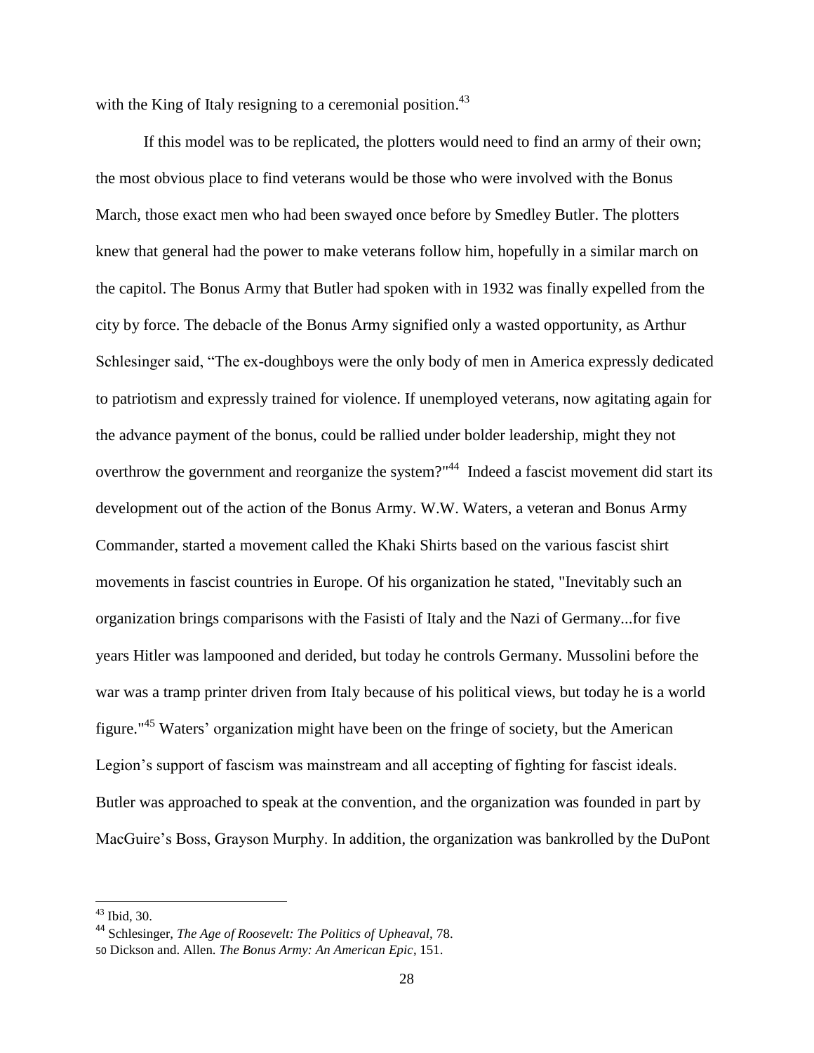with the King of Italy resigning to a ceremonial position.[43]

If this model was to be replicated, the plotters would need to find an army of their own; the most obvious place to find veterans would be those who were involved with the Bonus March, those exact men who had been swayed once before by Smedley Butler. The plotters knew that general had the power to make veterans follow him, hopefully in a similar march on the capitol. The Bonus Army that Butler had spoken with in 1932 was finally expelled from the city by force. The debacle of the Bonus Army signified only a wasted opportunity, as Arthur Schlesinger said, "The ex-doughboys were the only body of men in America expressly dedicated to patriotism and expressly trained for violence. If unemployed veterans, now agitating again for the advance payment of the bonus, could be rallied under bolder leadership, might they not overthrow the government and reorganize the system?"[44] Indeed a fascist movement did start its development out of the action of the Bonus Army. W.W. Waters, a veteran and Bonus Army Commander, started a movement called the Khaki Shirts based on the various fascist shirt movements in fascist countries in Europe. Of his organization he stated, "Inevitably such an organization brings comparisons with the Fasisti of Italy and the Nazi of Germany...for five years Hitler was lampooned and derided, but today he controls Germany. Mussolini before the war was a tramp printer driven from Italy because of his political views, but today he is a world figure."[45] Waters' organization might have been on the fringe of society, but the American Legion's support of fascism was mainstream and all accepting of fighting for fascist ideals. Butler was approached to speak at the convention, and the organization was founded in part by MacGuire's Boss, Grayson Murphy. In addition, the organization was bankrolled by the DuPont

---

[43] Ibid, 30.

[44] Schlesinger, *The Age of Roosevelt: The Politics of Upheaval,* 78.

50 Dickson and. Allen. *The Bonus Army: An American Epic*, 151.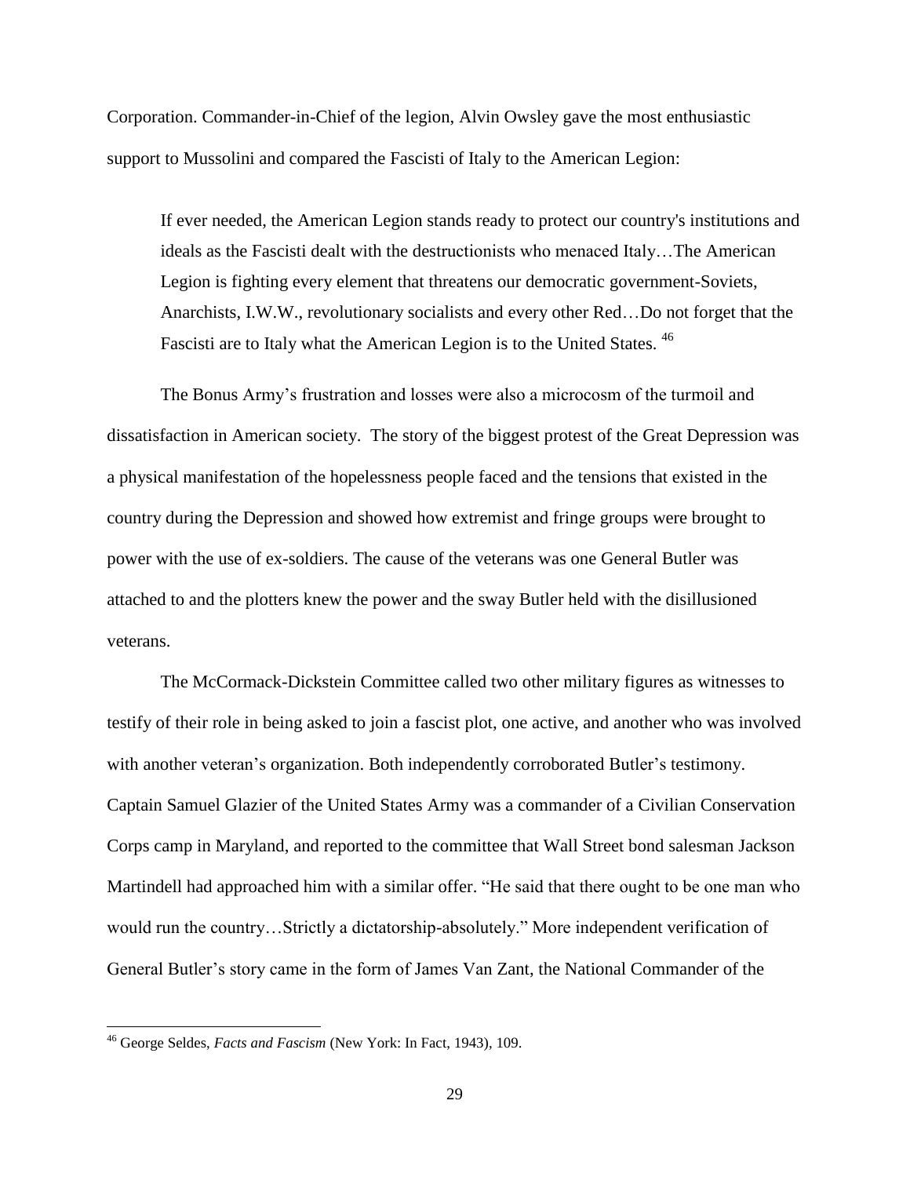Corporation. Commander-in-Chief of the legion, Alvin Owsley gave the most enthusiastic support to Mussolini and compared the Fascisti of Italy to the American Legion:

> If ever needed, the American Legion stands ready to protect our country's institutions and ideals as the Fascisti dealt with the destructionists who menaced Italy…The American Legion is fighting every element that threatens our democratic government-Soviets, Anarchists, I.W.W., revolutionary socialists and every other Red…Do not forget that the Fascisti are to Italy what the American Legion is to the United States. [46]

The Bonus Army's frustration and losses were also a microcosm of the turmoil and dissatisfaction in American society. The story of the biggest protest of the Great Depression was a physical manifestation of the hopelessness people faced and the tensions that existed in the country during the Depression and showed how extremist and fringe groups were brought to power with the use of ex-soldiers. The cause of the veterans was one General Butler was attached to and the plotters knew the power and the sway Butler held with the disillusioned veterans.

The McCormack-Dickstein Committee called two other military figures as witnesses to testify of their role in being asked to join a fascist plot, one active, and another who was involved with another veteran's organization. Both independently corroborated Butler's testimony. Captain Samuel Glazier of the United States Army was a commander of a Civilian Conservation Corps camp in Maryland, and reported to the committee that Wall Street bond salesman Jackson Martindell had approached him with a similar offer. "He said that there ought to be one man who would run the country…Strictly a dictatorship-absolutely." More independent verification of General Butler's story came in the form of James Van Zant, the National Commander of the

---

[46] George Seldes, *Facts and Fascism* (New York: In Fact, 1943), 109.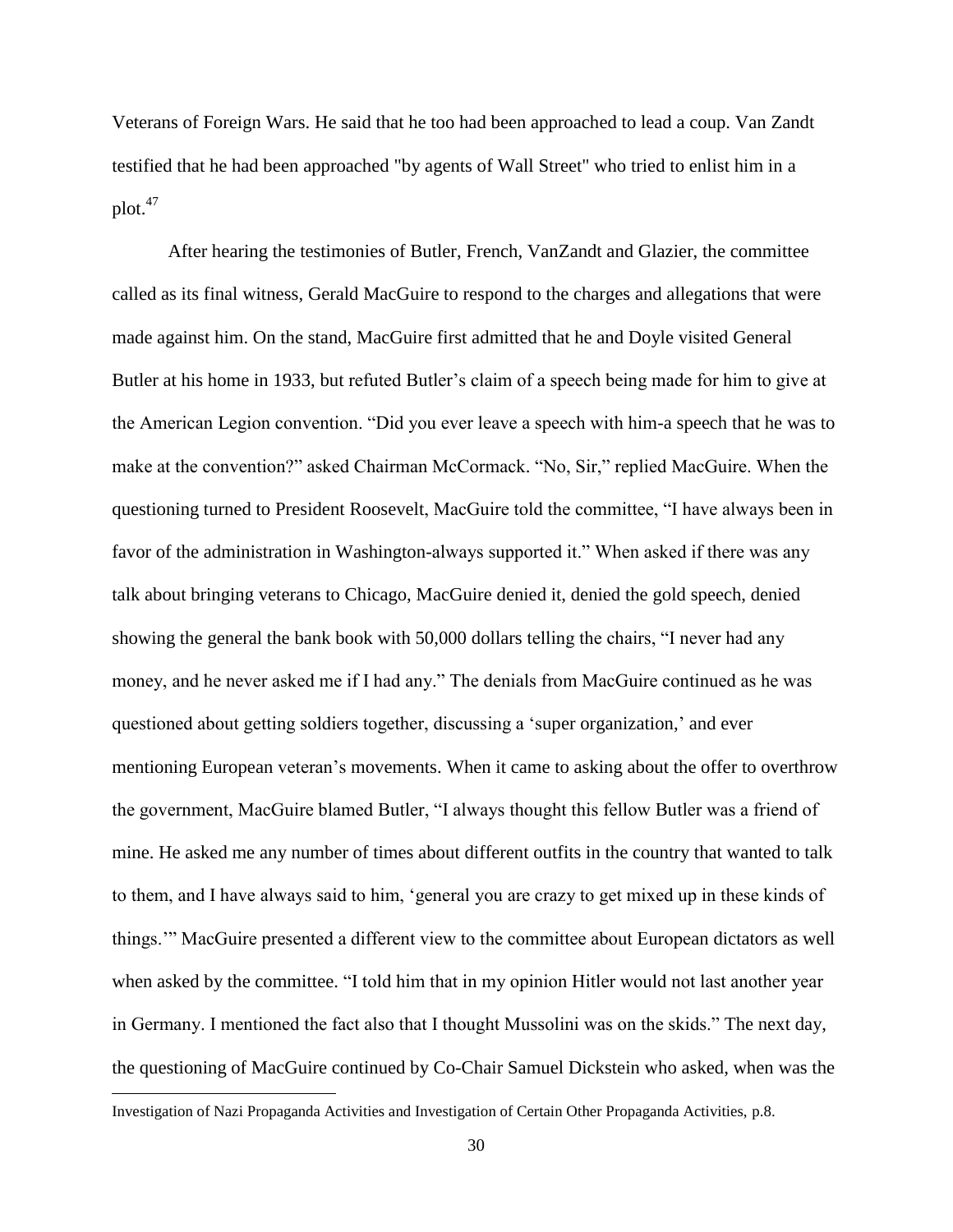Veterans of Foreign Wars. He said that he too had been approached to lead a coup. Van Zandt testified that he had been approached "by agents of Wall Street" who tried to enlist him in a plot.[47]

After hearing the testimonies of Butler, French, VanZandt and Glazier, the committee called as its final witness, Gerald MacGuire to respond to the charges and allegations that were made against him. On the stand, MacGuire first admitted that he and Doyle visited General Butler at his home in 1933, but refuted Butler's claim of a speech being made for him to give at the American Legion convention. "Did you ever leave a speech with him-a speech that he was to make at the convention?" asked Chairman McCormack. "No, Sir," replied MacGuire. When the questioning turned to President Roosevelt, MacGuire told the committee, "I have always been in favor of the administration in Washington-always supported it." When asked if there was any talk about bringing veterans to Chicago, MacGuire denied it, denied the gold speech, denied showing the general the bank book with 50,000 dollars telling the chairs, "I never had any money, and he never asked me if I had any." The denials from MacGuire continued as he was questioned about getting soldiers together, discussing a 'super organization,' and ever mentioning European veteran's movements. When it came to asking about the offer to overthrow the government, MacGuire blamed Butler, "I always thought this fellow Butler was a friend of mine. He asked me any number of times about different outfits in the country that wanted to talk to them, and I have always said to him, 'general you are crazy to get mixed up in these kinds of things.'" MacGuire presented a different view to the committee about European dictators as well when asked by the committee. "I told him that in my opinion Hitler would not last another year in Germany. I mentioned the fact also that I thought Mussolini was on the skids." The next day, the questioning of MacGuire continued by Co-Chair Samuel Dickstein who asked, when was the

---

Investigation of Nazi Propaganda Activities and Investigation of Certain Other Propaganda Activities, p.8.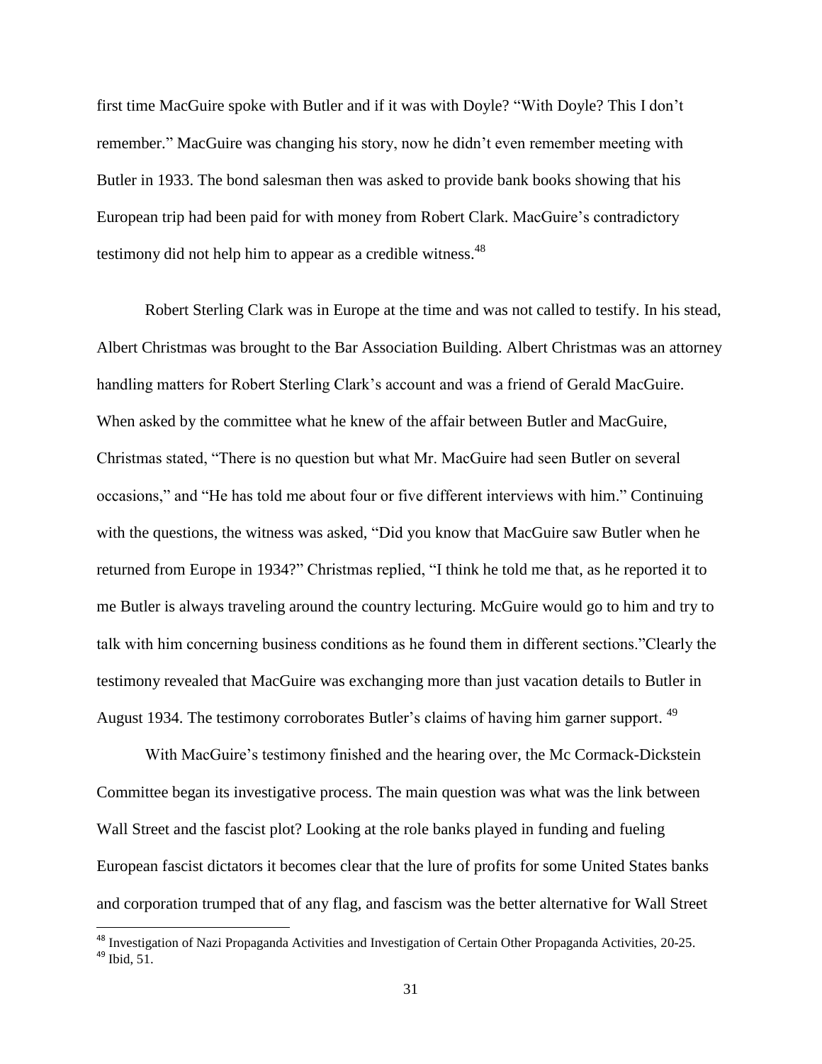first time MacGuire spoke with Butler and if it was with Doyle? "With Doyle? This I don't remember." MacGuire was changing his story, now he didn't even remember meeting with Butler in 1933. The bond salesman then was asked to provide bank books showing that his European trip had been paid for with money from Robert Clark. MacGuire's contradictory testimony did not help him to appear as a credible witness.[48]

Robert Sterling Clark was in Europe at the time and was not called to testify. In his stead, Albert Christmas was brought to the Bar Association Building. Albert Christmas was an attorney handling matters for Robert Sterling Clark's account and was a friend of Gerald MacGuire. When asked by the committee what he knew of the affair between Butler and MacGuire, Christmas stated, "There is no question but what Mr. MacGuire had seen Butler on several occasions," and "He has told me about four or five different interviews with him." Continuing with the questions, the witness was asked, "Did you know that MacGuire saw Butler when he returned from Europe in 1934?" Christmas replied, "I think he told me that, as he reported it to me Butler is always traveling around the country lecturing. McGuire would go to him and try to talk with him concerning business conditions as he found them in different sections."Clearly the testimony revealed that MacGuire was exchanging more than just vacation details to Butler in August 1934. The testimony corroborates Butler's claims of having him garner support. [49]

With MacGuire's testimony finished and the hearing over, the Mc Cormack-Dickstein Committee began its investigative process. The main question was what was the link between Wall Street and the fascist plot? Looking at the role banks played in funding and fueling European fascist dictators it becomes clear that the lure of profits for some United States banks and corporation trumped that of any flag, and fascism was the better alternative for Wall Street

---

[48] Investigation of Nazi Propaganda Activities and Investigation of Certain Other Propaganda Activities, 20-25.
[49] Ibid, 51.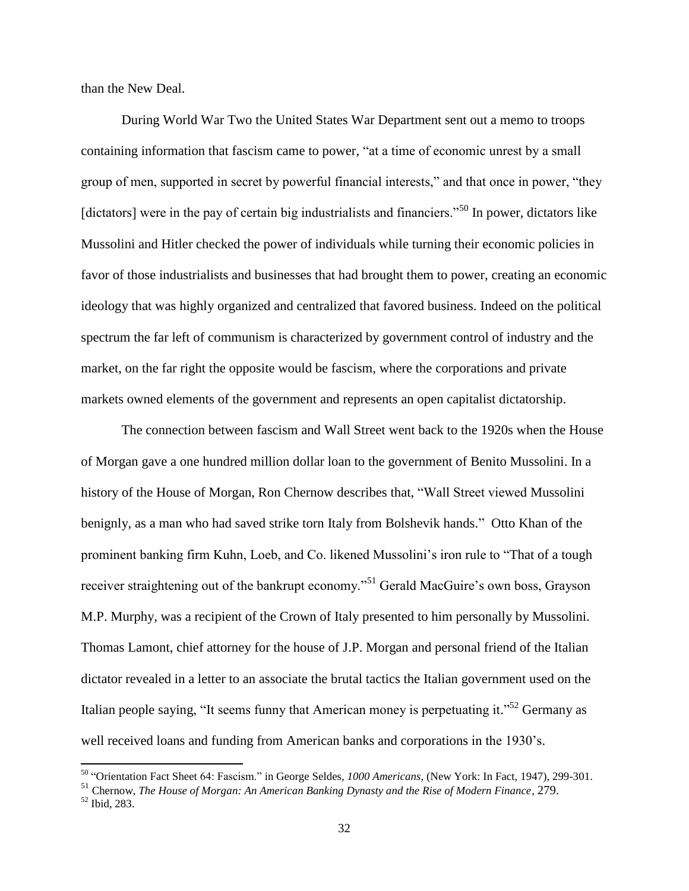than the New Deal.

During World War Two the United States War Department sent out a memo to troops containing information that fascism came to power, "at a time of economic unrest by a small group of men, supported in secret by powerful financial interests," and that once in power, "they [dictators] were in the pay of certain big industrialists and financiers."[50] In power, dictators like Mussolini and Hitler checked the power of individuals while turning their economic policies in favor of those industrialists and businesses that had brought them to power, creating an economic ideology that was highly organized and centralized that favored business. Indeed on the political spectrum the far left of communism is characterized by government control of industry and the market, on the far right the opposite would be fascism, where the corporations and private markets owned elements of the government and represents an open capitalist dictatorship.

The connection between fascism and Wall Street went back to the 1920s when the House of Morgan gave a one hundred million dollar loan to the government of Benito Mussolini. In a history of the House of Morgan, Ron Chernow describes that, "Wall Street viewed Mussolini benignly, as a man who had saved strike torn Italy from Bolshevik hands." Otto Khan of the prominent banking firm Kuhn, Loeb, and Co. likened Mussolini's iron rule to "That of a tough receiver straightening out of the bankrupt economy."[51] Gerald MacGuire's own boss, Grayson M.P. Murphy, was a recipient of the Crown of Italy presented to him personally by Mussolini. Thomas Lamont, chief attorney for the house of J.P. Morgan and personal friend of the Italian dictator revealed in a letter to an associate the brutal tactics the Italian government used on the Italian people saying, "It seems funny that American money is perpetuating it."[52] Germany as well received loans and funding from American banks and corporations in the 1930's.

---

[50] "Orientation Fact Sheet 64: Fascism." in George Seldes, *1000 Americans,* (New York: In Fact, 1947), 299-301.

[51] Chernow, *The House of Morgan: An American Banking Dynasty and the Rise of Modern Finance*, 279.

[52] Ibid, 283.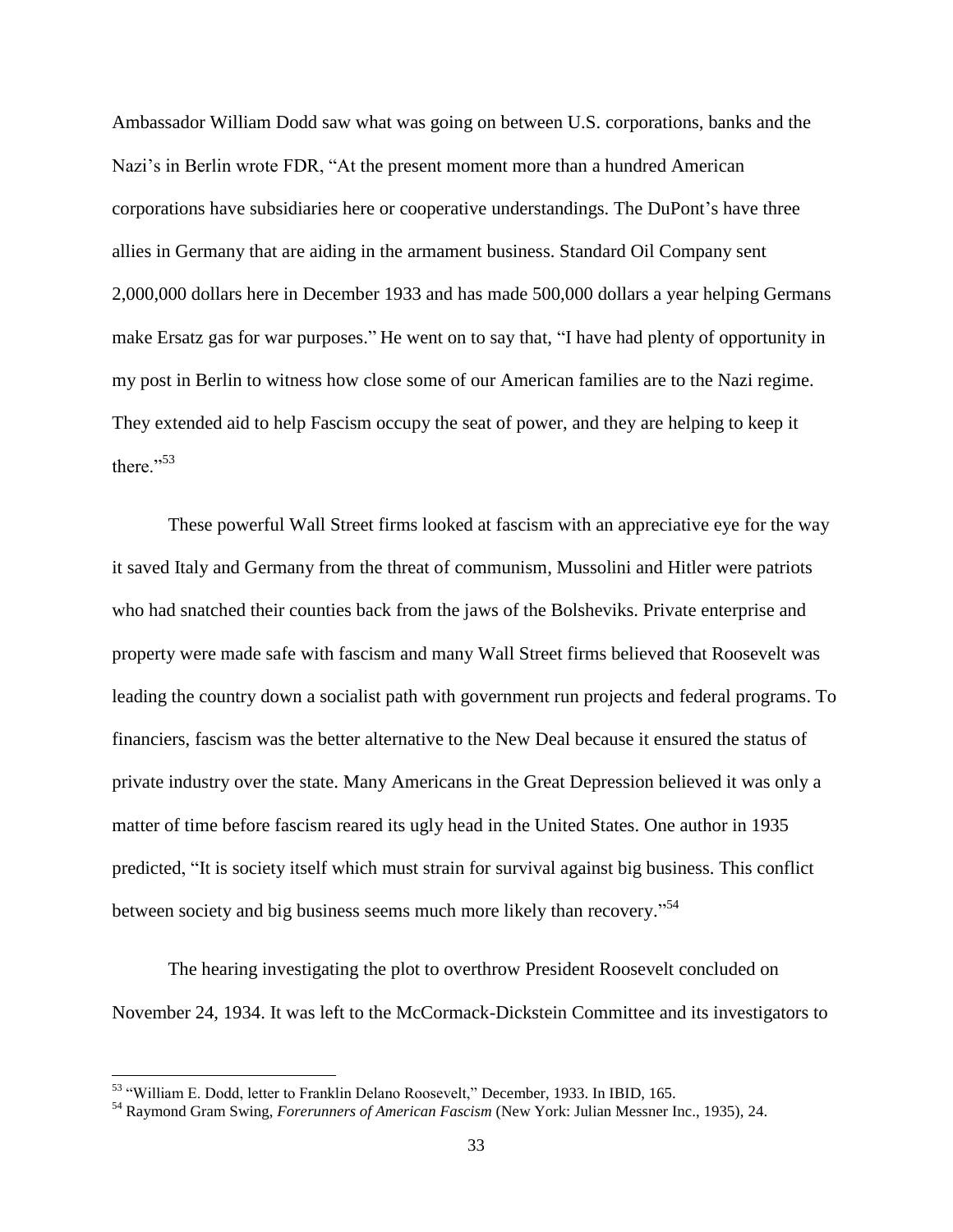Ambassador William Dodd saw what was going on between U.S. corporations, banks and the Nazi's in Berlin wrote FDR, "At the present moment more than a hundred American corporations have subsidiaries here or cooperative understandings. The DuPont's have three allies in Germany that are aiding in the armament business. Standard Oil Company sent 2,000,000 dollars here in December 1933 and has made 500,000 dollars a year helping Germans make Ersatz gas for war purposes." He went on to say that, "I have had plenty of opportunity in my post in Berlin to witness how close some of our American families are to the Nazi regime. They extended aid to help Fascism occupy the seat of power, and they are helping to keep it there."[53]

These powerful Wall Street firms looked at fascism with an appreciative eye for the way it saved Italy and Germany from the threat of communism, Mussolini and Hitler were patriots who had snatched their counties back from the jaws of the Bolsheviks. Private enterprise and property were made safe with fascism and many Wall Street firms believed that Roosevelt was leading the country down a socialist path with government run projects and federal programs. To financiers, fascism was the better alternative to the New Deal because it ensured the status of private industry over the state. Many Americans in the Great Depression believed it was only a matter of time before fascism reared its ugly head in the United States. One author in 1935 predicted, "It is society itself which must strain for survival against big business. This conflict between society and big business seems much more likely than recovery."[54]

The hearing investigating the plot to overthrow President Roosevelt concluded on November 24, 1934. It was left to the McCormack-Dickstein Committee and its investigators to

---

[53] "William E. Dodd, letter to Franklin Delano Roosevelt," December, 1933. In IBID, 165.

[54] Raymond Gram Swing, *Forerunners of American Fascism* (New York: Julian Messner Inc., 1935), 24.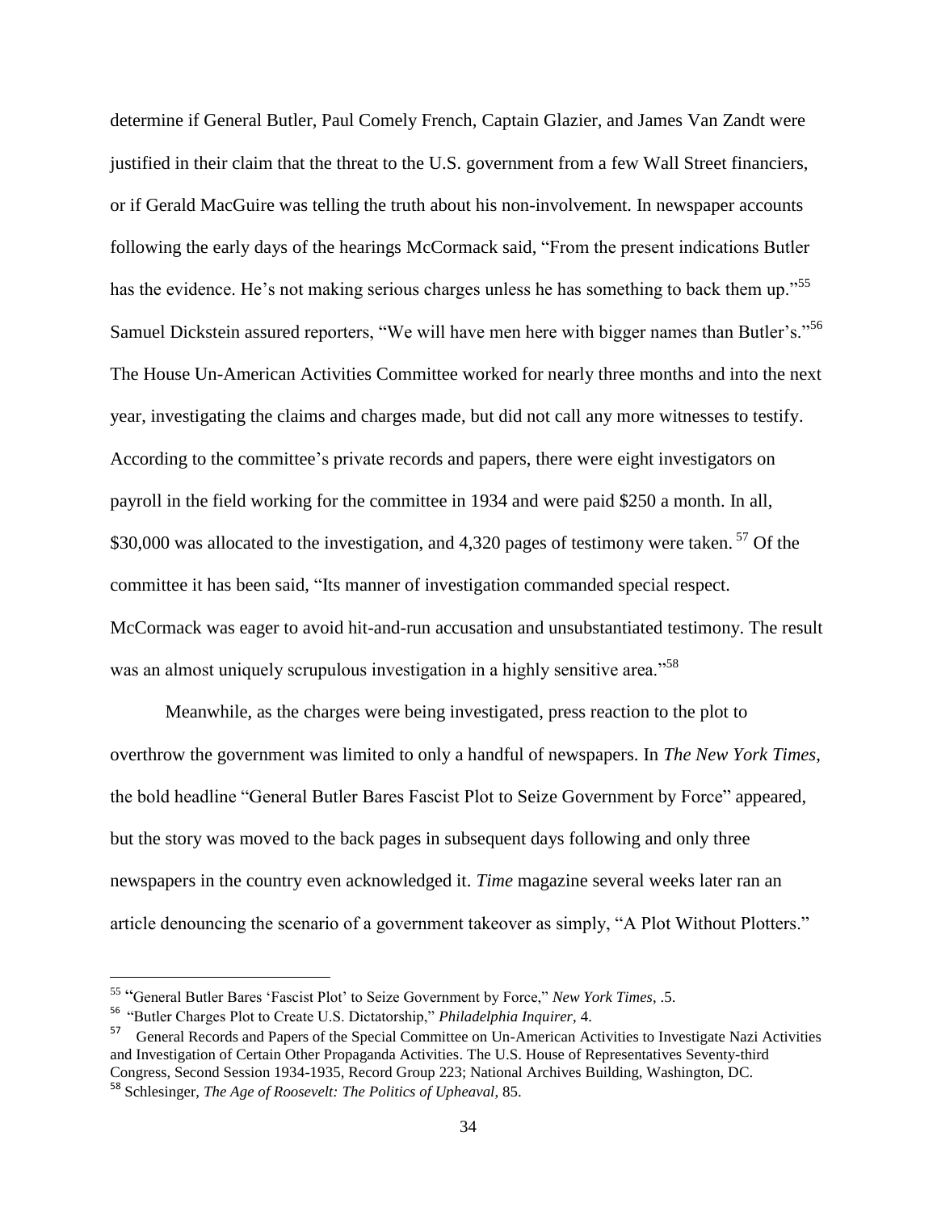determine if General Butler, Paul Comely French, Captain Glazier, and James Van Zandt were justified in their claim that the threat to the U.S. government from a few Wall Street financiers, or if Gerald MacGuire was telling the truth about his non-involvement. In newspaper accounts following the early days of the hearings McCormack said, "From the present indications Butler has the evidence. He's not making serious charges unless he has something to back them up."[55] Samuel Dickstein assured reporters, "We will have men here with bigger names than Butler's."[56] The House Un-American Activities Committee worked for nearly three months and into the next year, investigating the claims and charges made, but did not call any more witnesses to testify. According to the committee's private records and papers, there were eight investigators on payroll in the field working for the committee in 1934 and were paid $250 a month. In all, $30,000 was allocated to the investigation, and 4,320 pages of testimony were taken. [57] Of the committee it has been said, "Its manner of investigation commanded special respect. McCormack was eager to avoid hit-and-run accusation and unsubstantiated testimony. The result was an almost uniquely scrupulous investigation in a highly sensitive area."[58]

Meanwhile, as the charges were being investigated, press reaction to the plot to overthrow the government was limited to only a handful of newspapers. In *The New York Times*, the bold headline "General Butler Bares Fascist Plot to Seize Government by Force" appeared, but the story was moved to the back pages in subsequent days following and only three newspapers in the country even acknowledged it. *Time* magazine several weeks later ran an article denouncing the scenario of a government takeover as simply, "A Plot Without Plotters."

---

[55] "General Butler Bares 'Fascist Plot' to Seize Government by Force," *New York Times*, .5.

[56] "Butler Charges Plot to Create U.S. Dictatorship," *Philadelphia Inquirer*, 4.

[57] General Records and Papers of the Special Committee on Un-American Activities to Investigate Nazi Activities and Investigation of Certain Other Propaganda Activities. The U.S. House of Representatives Seventy-third Congress, Second Session 1934-1935, Record Group 223; National Archives Building, Washington, DC.

[58] Schlesinger, *The Age of Roosevelt: The Politics of Upheaval*, 85.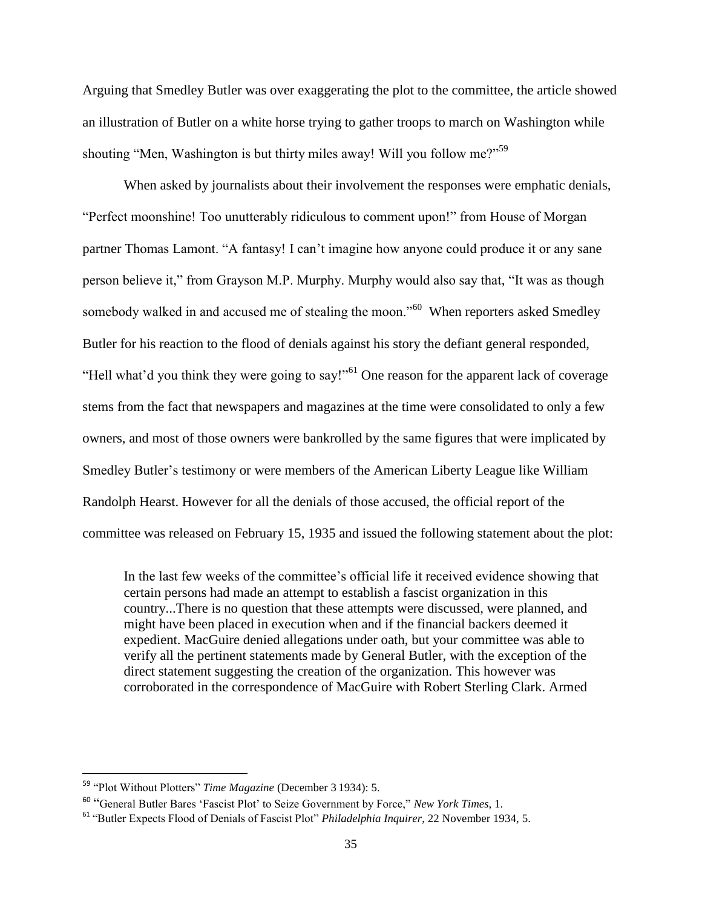Arguing that Smedley Butler was over exaggerating the plot to the committee, the article showed an illustration of Butler on a white horse trying to gather troops to march on Washington while shouting "Men, Washington is but thirty miles away! Will you follow me?"[59]

When asked by journalists about their involvement the responses were emphatic denials, "Perfect moonshine! Too unutterably ridiculous to comment upon!" from House of Morgan partner Thomas Lamont. "A fantasy! I can't imagine how anyone could produce it or any sane person believe it," from Grayson M.P. Murphy. Murphy would also say that, "It was as though somebody walked in and accused me of stealing the moon."[60] When reporters asked Smedley Butler for his reaction to the flood of denials against his story the defiant general responded, "Hell what'd you think they were going to say!"[61] One reason for the apparent lack of coverage stems from the fact that newspapers and magazines at the time were consolidated to only a few owners, and most of those owners were bankrolled by the same figures that were implicated by Smedley Butler's testimony or were members of the American Liberty League like William Randolph Hearst. However for all the denials of those accused, the official report of the committee was released on February 15, 1935 and issued the following statement about the plot:

> In the last few weeks of the committee's official life it received evidence showing that certain persons had made an attempt to establish a fascist organization in this country...There is no question that these attempts were discussed, were planned, and might have been placed in execution when and if the financial backers deemed it expedient. MacGuire denied allegations under oath, but your committee was able to verify all the pertinent statements made by General Butler, with the exception of the direct statement suggesting the creation of the organization. This however was corroborated in the correspondence of MacGuire with Robert Sterling Clark. Armed

---

[59] "Plot Without Plotters" *Time Magazine* (December 3 1934): 5.

[60] "General Butler Bares 'Fascist Plot' to Seize Government by Force," *New York Times*, 1.

[61] "Butler Expects Flood of Denials of Fascist Plot" *Philadelphia Inquirer*, 22 November 1934, 5.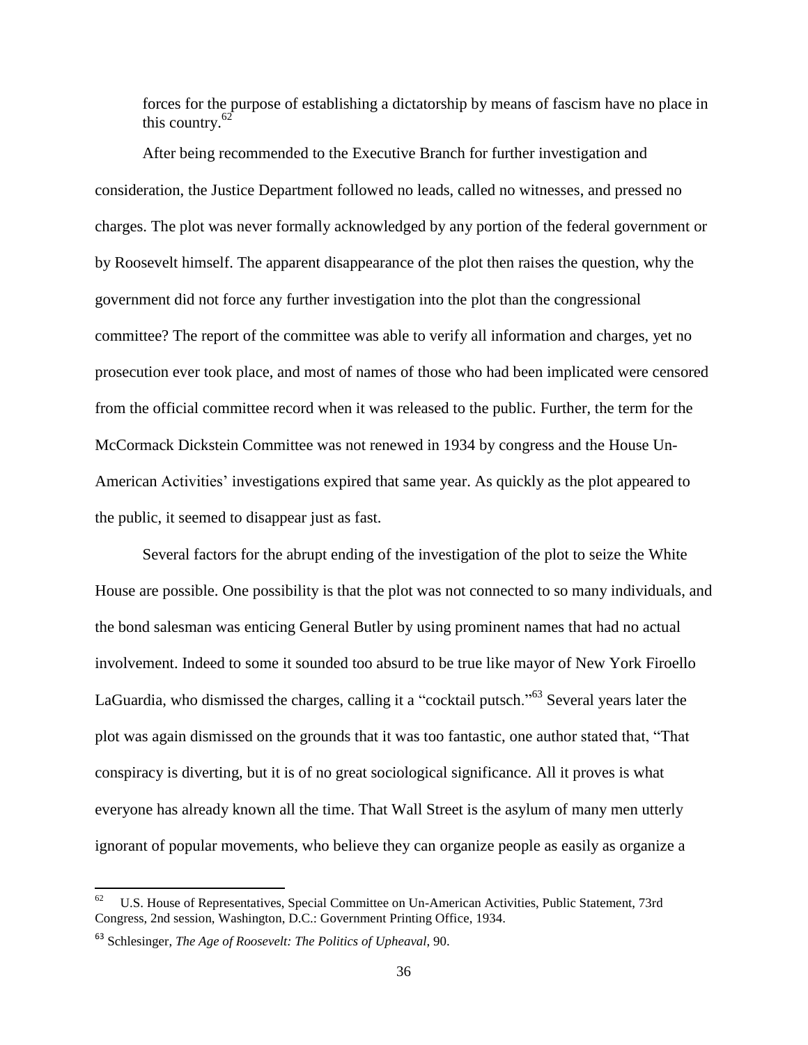forces for the purpose of establishing a dictatorship by means of fascism have no place in this country.[62]

After being recommended to the Executive Branch for further investigation and consideration, the Justice Department followed no leads, called no witnesses, and pressed no charges. The plot was never formally acknowledged by any portion of the federal government or by Roosevelt himself. The apparent disappearance of the plot then raises the question, why the government did not force any further investigation into the plot than the congressional committee? The report of the committee was able to verify all information and charges, yet no prosecution ever took place, and most of names of those who had been implicated were censored from the official committee record when it was released to the public. Further, the term for the McCormack Dickstein Committee was not renewed in 1934 by congress and the House Un-American Activities' investigations expired that same year. As quickly as the plot appeared to the public, it seemed to disappear just as fast.

Several factors for the abrupt ending of the investigation of the plot to seize the White House are possible. One possibility is that the plot was not connected to so many individuals, and the bond salesman was enticing General Butler by using prominent names that had no actual involvement. Indeed to some it sounded too absurd to be true like mayor of New York Firoello LaGuardia, who dismissed the charges, calling it a "cocktail putsch."[63] Several years later the plot was again dismissed on the grounds that it was too fantastic, one author stated that, "That conspiracy is diverting, but it is of no great sociological significance. All it proves is what everyone has already known all the time. That Wall Street is the asylum of many men utterly ignorant of popular movements, who believe they can organize people as easily as organize a

---

[62] U.S. House of Representatives, Special Committee on Un-American Activities, Public Statement, 73rd Congress, 2nd session, Washington, D.C.: Government Printing Office, 1934.

[63] Schlesinger, *The Age of Roosevelt: The Politics of Upheaval*, 90.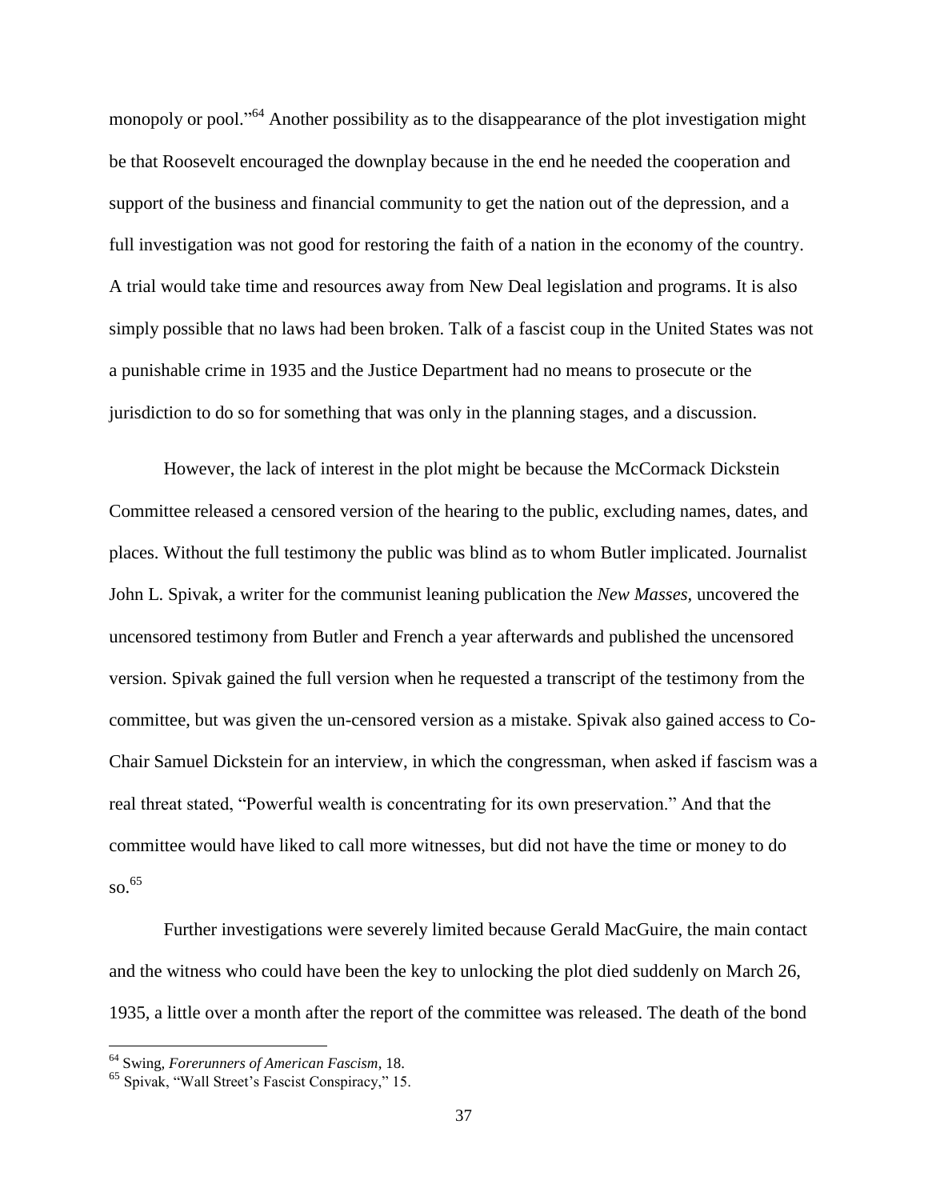monopoly or pool."[64] Another possibility as to the disappearance of the plot investigation might be that Roosevelt encouraged the downplay because in the end he needed the cooperation and support of the business and financial community to get the nation out of the depression, and a full investigation was not good for restoring the faith of a nation in the economy of the country. A trial would take time and resources away from New Deal legislation and programs. It is also simply possible that no laws had been broken. Talk of a fascist coup in the United States was not a punishable crime in 1935 and the Justice Department had no means to prosecute or the jurisdiction to do so for something that was only in the planning stages, and a discussion.

However, the lack of interest in the plot might be because the McCormack Dickstein Committee released a censored version of the hearing to the public, excluding names, dates, and places. Without the full testimony the public was blind as to whom Butler implicated. Journalist John L. Spivak, a writer for the communist leaning publication the *New Masses*, uncovered the uncensored testimony from Butler and French a year afterwards and published the uncensored version. Spivak gained the full version when he requested a transcript of the testimony from the committee, but was given the un-censored version as a mistake. Spivak also gained access to Co-Chair Samuel Dickstein for an interview, in which the congressman, when asked if fascism was a real threat stated, "Powerful wealth is concentrating for its own preservation." And that the committee would have liked to call more witnesses, but did not have the time or money to do so.[65]

Further investigations were severely limited because Gerald MacGuire, the main contact and the witness who could have been the key to unlocking the plot died suddenly on March 26, 1935, a little over a month after the report of the committee was released. The death of the bond

---

[64] Swing, *Forerunners of American Fascism*, 18.

[65] Spivak, "Wall Street's Fascist Conspiracy," 15.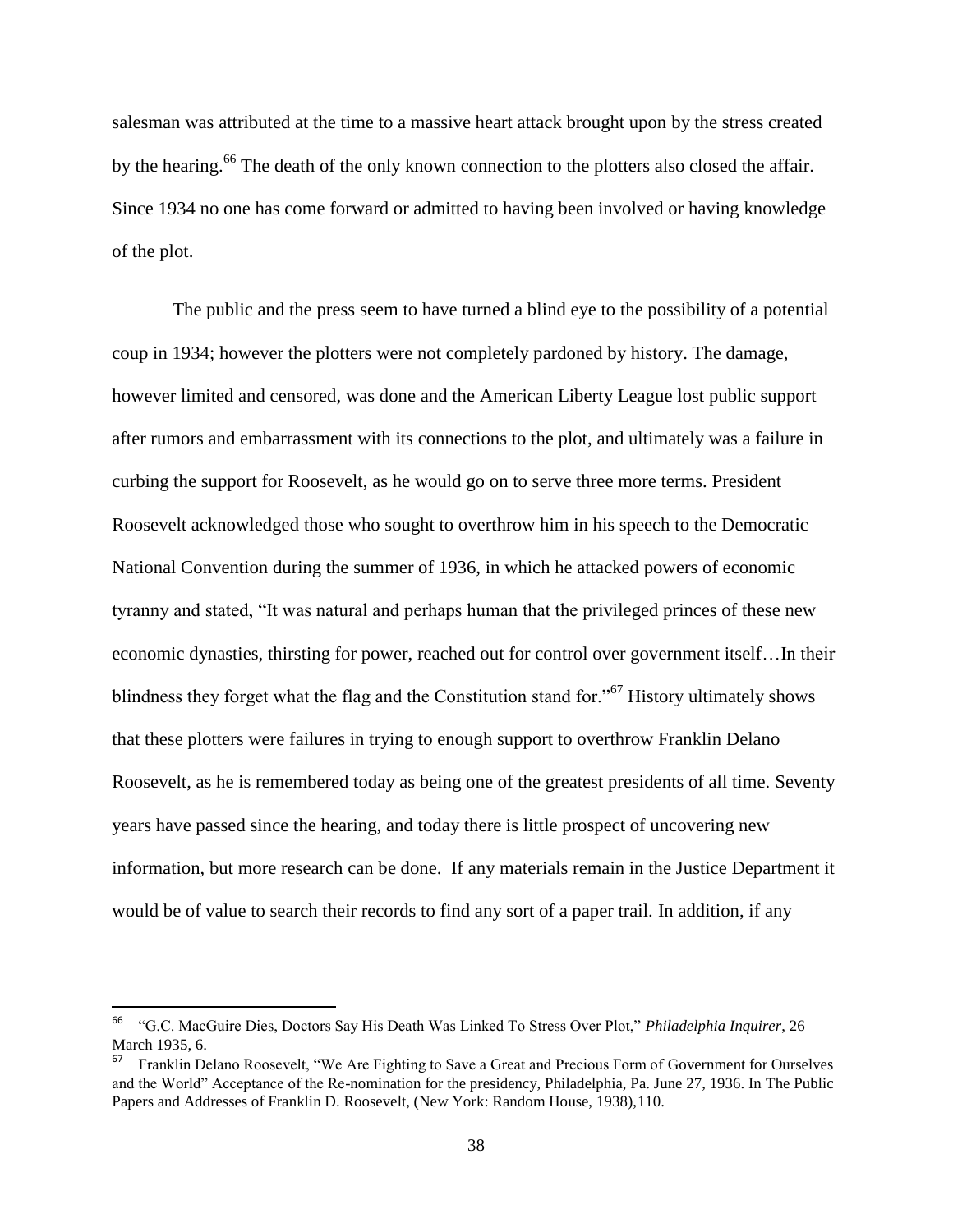salesman was attributed at the time to a massive heart attack brought upon by the stress created by the hearing.[66] The death of the only known connection to the plotters also closed the affair. Since 1934 no one has come forward or admitted to having been involved or having knowledge of the plot.

The public and the press seem to have turned a blind eye to the possibility of a potential coup in 1934; however the plotters were not completely pardoned by history. The damage, however limited and censored, was done and the American Liberty League lost public support after rumors and embarrassment with its connections to the plot, and ultimately was a failure in curbing the support for Roosevelt, as he would go on to serve three more terms. President Roosevelt acknowledged those who sought to overthrow him in his speech to the Democratic National Convention during the summer of 1936, in which he attacked powers of economic tyranny and stated, "It was natural and perhaps human that the privileged princes of these new economic dynasties, thirsting for power, reached out for control over government itself…In their blindness they forget what the flag and the Constitution stand for."[67] History ultimately shows that these plotters were failures in trying to enough support to overthrow Franklin Delano Roosevelt, as he is remembered today as being one of the greatest presidents of all time. Seventy years have passed since the hearing, and today there is little prospect of uncovering new information, but more research can be done. If any materials remain in the Justice Department it would be of value to search their records to find any sort of a paper trail. In addition, if any

---

[66] "G.C. MacGuire Dies, Doctors Say His Death Was Linked To Stress Over Plot," *Philadelphia Inquirer*, 26 March 1935, 6.

[67] Franklin Delano Roosevelt, "We Are Fighting to Save a Great and Precious Form of Government for Ourselves and the World" Acceptance of the Re-nomination for the presidency, Philadelphia, Pa. June 27, 1936. In The Public Papers and Addresses of Franklin D. Roosevelt, (New York: Random House, 1938),110.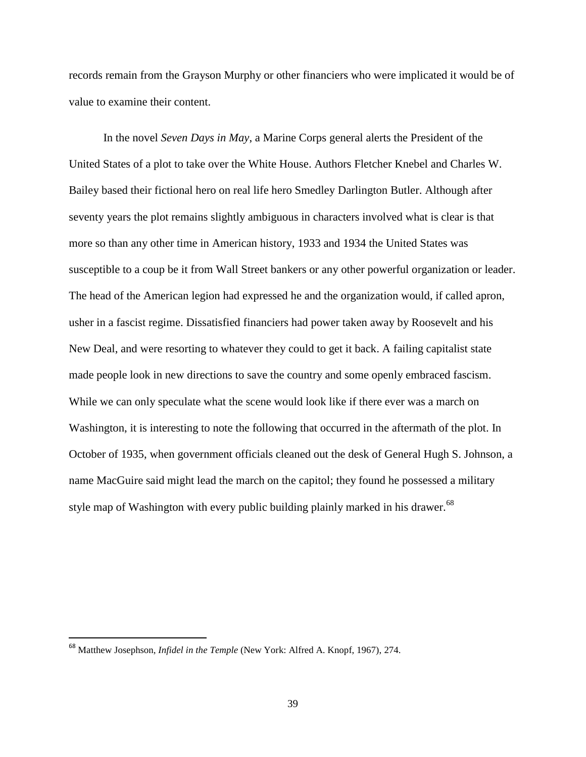records remain from the Grayson Murphy or other financiers who were implicated it would be of value to examine their content.

In the novel *Seven Days in May*, a Marine Corps general alerts the President of the United States of a plot to take over the White House. Authors Fletcher Knebel and Charles W. Bailey based their fictional hero on real life hero Smedley Darlington Butler. Although after seventy years the plot remains slightly ambiguous in characters involved what is clear is that more so than any other time in American history, 1933 and 1934 the United States was susceptible to a coup be it from Wall Street bankers or any other powerful organization or leader. The head of the American legion had expressed he and the organization would, if called apron, usher in a fascist regime. Dissatisfied financiers had power taken away by Roosevelt and his New Deal, and were resorting to whatever they could to get it back. A failing capitalist state made people look in new directions to save the country and some openly embraced fascism. While we can only speculate what the scene would look like if there ever was a march on Washington, it is interesting to note the following that occurred in the aftermath of the plot. In October of 1935, when government officials cleaned out the desk of General Hugh S. Johnson, a name MacGuire said might lead the march on the capitol; they found he possessed a military style map of Washington with every public building plainly marked in his drawer.[68]

---

[68] Matthew Josephson, *Infidel in the Temple* (New York: Alfred A. Knopf, 1967), 274.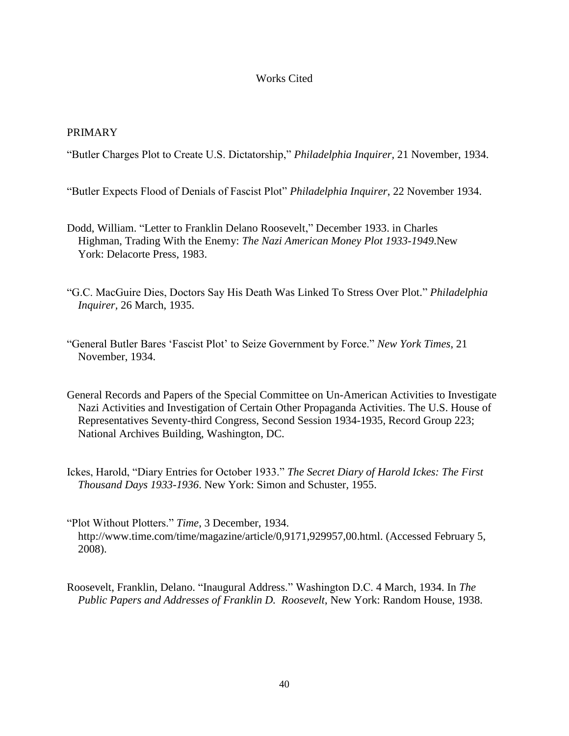# Works Cited

## PRIMARY

"Butler Charges Plot to Create U.S. Dictatorship," *Philadelphia Inquirer*, 21 November, 1934.

"Butler Expects Flood of Denials of Fascist Plot" *Philadelphia Inquirer*, 22 November 1934.

Dodd, William. "Letter to Franklin Delano Roosevelt," December 1933. in Charles Highman, Trading With the Enemy: *The Nazi American Money Plot 1933-1949*.New York: Delacorte Press, 1983.

"G.C. MacGuire Dies, Doctors Say His Death Was Linked To Stress Over Plot." *Philadelphia Inquirer*, 26 March, 1935.

"General Butler Bares 'Fascist Plot' to Seize Government by Force." *New York Times*, 21 November, 1934.

General Records and Papers of the Special Committee on Un-American Activities to Investigate Nazi Activities and Investigation of Certain Other Propaganda Activities. The U.S. House of Representatives Seventy-third Congress, Second Session 1934-1935, Record Group 223; National Archives Building, Washington, DC.

Ickes, Harold, "Diary Entries for October 1933." *The Secret Diary of Harold Ickes: The First Thousand Days 1933-1936*. New York: Simon and Schuster, 1955.

"Plot Without Plotters." *Time*, 3 December, 1934. http://www.time.com/time/magazine/article/0,9171,929957,00.html. (Accessed February 5, 2008).

Roosevelt, Franklin, Delano. "Inaugural Address." Washington D.C. 4 March, 1934. In *The Public Papers and Addresses of Franklin D. Roosevelt*, New York: Random House, 1938.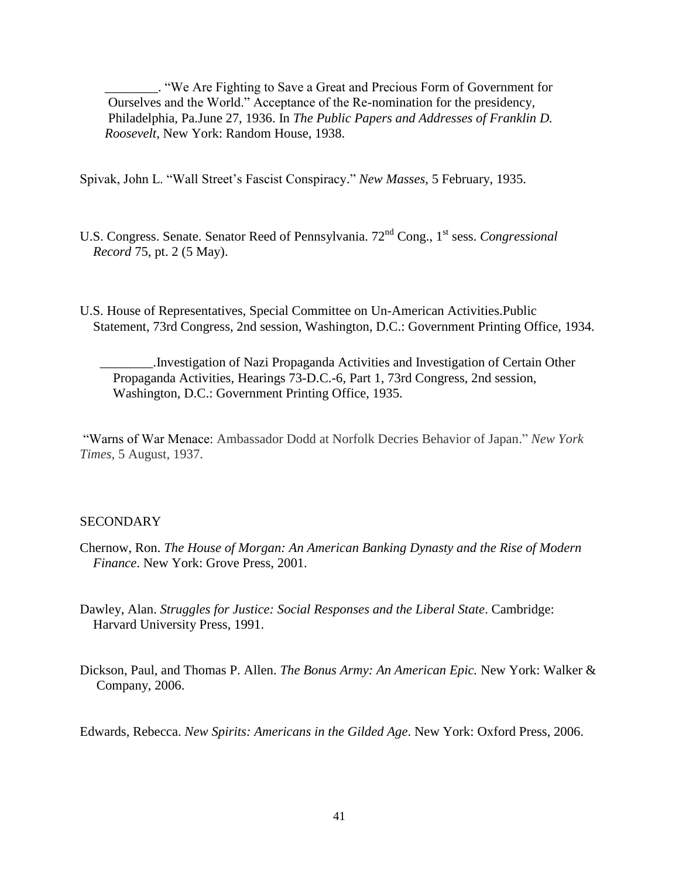________. "We Are Fighting to Save a Great and Precious Form of Government for Ourselves and the World." Acceptance of the Re-nomination for the presidency, Philadelphia, Pa.June 27, 1936. In *The Public Papers and Addresses of Franklin D. Roosevelt*, New York: Random House, 1938.

Spivak, John L. "Wall Street's Fascist Conspiracy." *New Masses*, 5 February, 1935.

U.S. Congress. Senate. Senator Reed of Pennsylvania. 72nd Cong., 1st sess. *Congressional Record* 75, pt. 2 (5 May).

U.S. House of Representatives, Special Committee on Un-American Activities.Public Statement, 73rd Congress, 2nd session, Washington, D.C.: Government Printing Office, 1934.

________.Investigation of Nazi Propaganda Activities and Investigation of Certain Other Propaganda Activities, Hearings 73-D.C.-6, Part 1, 73rd Congress, 2nd session, Washington, D.C.: Government Printing Office, 1935.

"Warns of War Menace: Ambassador Dodd at Norfolk Decries Behavior of Japan." *New York Times*, 5 August, 1937.

SECONDARY

Chernow, Ron. *The House of Morgan: An American Banking Dynasty and the Rise of Modern Finance*. New York: Grove Press, 2001.

Dawley, Alan. *Struggles for Justice: Social Responses and the Liberal State*. Cambridge: Harvard University Press, 1991.

Dickson, Paul, and Thomas P. Allen. *The Bonus Army: An American Epic.* New York: Walker & Company, 2006.

Edwards, Rebecca. *New Spirits: Americans in the Gilded Age*. New York: Oxford Press, 2006.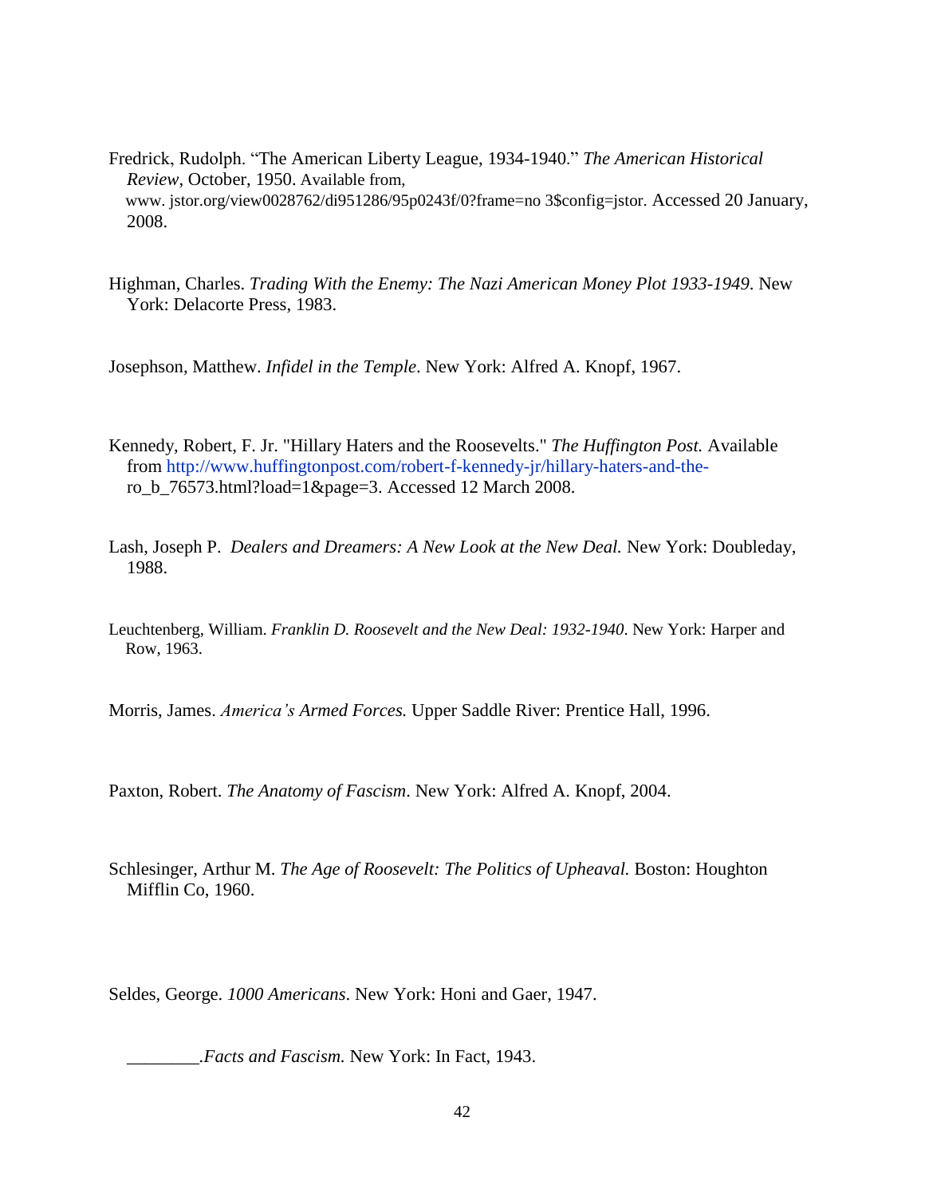Fredrick, Rudolph. "The American Liberty League, 1934-1940." *The American Historical Review*, October, 1950. Available from, www. jstor.org/view0028762/di951286/95p0243f/0?frame=no 3$config=jstor. Accessed 20 January, 2008.

Highman, Charles. *Trading With the Enemy: The Nazi American Money Plot 1933-1949*. New York: Delacorte Press, 1983.

Josephson, Matthew. *Infidel in the Temple*. New York: Alfred A. Knopf, 1967.

Kennedy, Robert, F. Jr. "Hillary Haters and the Roosevelts." *The Huffington Post.* Available from http://www.huffingtonpost.com/robert-f-kennedy-jr/hillary-haters-and-the-ro_b_76573.html?load=1&page=3. Accessed 12 March 2008.

Lash, Joseph P. *Dealers and Dreamers: A New Look at the New Deal.* New York: Doubleday, 1988.

Leuchtenberg, William. *Franklin D. Roosevelt and the New Deal: 1932-1940*. New York: Harper and Row, 1963.

Morris, James. *America's Armed Forces.* Upper Saddle River: Prentice Hall, 1996.

Paxton, Robert. *The Anatomy of Fascism*. New York: Alfred A. Knopf, 2004.

Schlesinger, Arthur M. *The Age of Roosevelt: The Politics of Upheaval.* Boston: Houghton Mifflin Co, 1960.

Seldes, George. *1000 Americans*. New York: Honi and Gaer, 1947.

________.*Facts and Fascism.* New York: In Fact, 1943.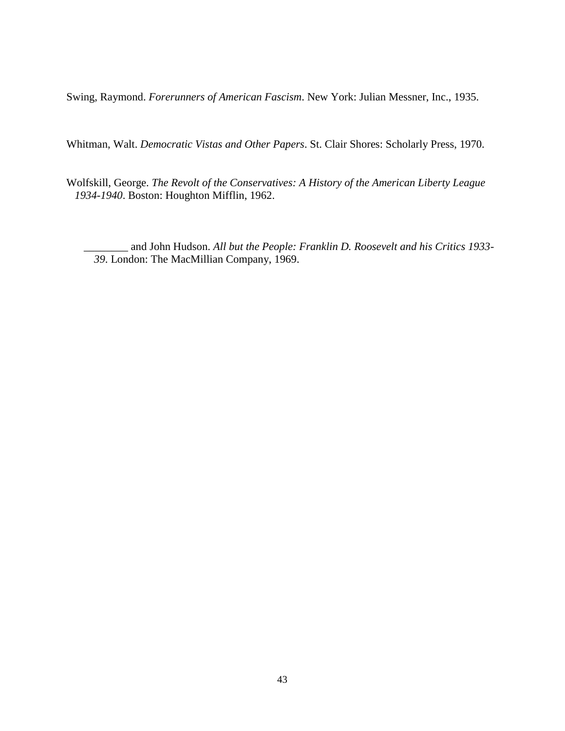Swing, Raymond. *Forerunners of American Fascism*. New York: Julian Messner, Inc., 1935.

Whitman, Walt. *Democratic Vistas and Other Papers*. St. Clair Shores: Scholarly Press, 1970.

Wolfskill, George. *The Revolt of the Conservatives: A History of the American Liberty League 1934-1940*. Boston: Houghton Mifflin, 1962.

________ and John Hudson. *All but the People: Franklin D. Roosevelt and his Critics 1933-39*. London: The MacMillian Company, 1969.